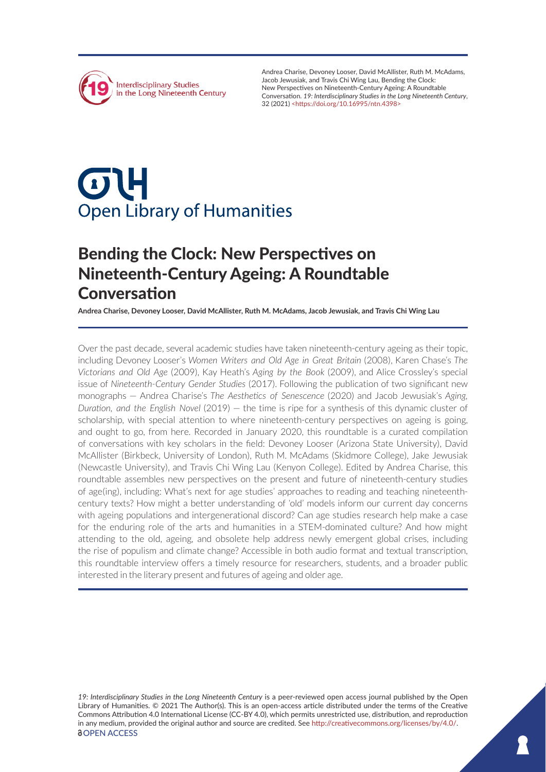Andrea Charise, Devoney Looser, David McAllister, Ruth M. McAdams, Jacob Jewusiak, and Travis Chi Wing Lau, Bending the Clock: New Perspectives on Nineteenth-Century Ageing: A Roundtable Conversation. *19: Interdisciplinary Studies in the Long Nineteenth Century*, 32 (2021) <https://doi.org/10.16995/ntn.4398>

# Bending the Clock: New Perspectives on Nineteenth-Century Ageing: A Roundtable Conversation

**Andrea Charise, Devoney Looser, David McAllister, Ruth M. McAdams, Jacob Jewusiak, and Travis Chi Wing Lau**

Over the past decade, several academic studies have taken nineteenth-century ageing as their topic, including Devoney Looser's *Women Writers and Old Age in Great Britain* (2008), Karen Chase's *The Victorians and Old Age* (2009), Kay Heath's *Aging by the Book* (2009), and Alice Crossley's special issue of *Nineteenth-Century Gender Studies* (2017). Following the publication of two significant new monographs — Andrea Charise's *The Aesthetics of Senescence* (2020) and Jacob Jewusiak's *Aging, Duration, and the English Novel* (2019) — the time is ripe for a synthesis of this dynamic cluster of scholarship, with special attention to where nineteenth-century perspectives on ageing is going, and ought to go, from here. Recorded in January 2020, this roundtable is a curated compilation of conversations with key scholars in the field: Devoney Looser (Arizona State University), David McAllister (Birkbeck, University of London), Ruth M. McAdams (Skidmore College), Jake Jewusiak (Newcastle University), and Travis Chi Wing Lau (Kenyon College). Edited by Andrea Charise, this roundtable assembles new perspectives on the present and future of nineteenth-century studies of age(ing), including: What's next for age studies' approaches to reading and teaching nineteenth-century texts? How might a better understanding of 'old' models inform our current day concerns with ageing populations and intergenerational discord? Can age studies research help make a case for the enduring role of the arts and humanities in a STEM-dominated culture? And how might attending to the old, ageing, and obsolete help address newly emergent global crises, including the rise of populism and climate change? Accessible in both audio format and textual transcription, this roundtable interview offers a timely resource for researchers, students, and a broader public interested in the literary present and futures of ageing and older age.

*19: Interdisciplinary Studies in the Long Nineteenth Century* is a peer-reviewed open access journal published by the Open Library of Humanities. © 2021 The Author(s). This is an open-access article distributed under the terms of the Creative Commons Attribution 4.0 International License (CC-BY 4.0), which permits unrestricted use, distribution, and reproduction in any medium, provided the original author and source are credited. See http://creativecommons.org/licenses/by/4.0/.
OPEN ACCESS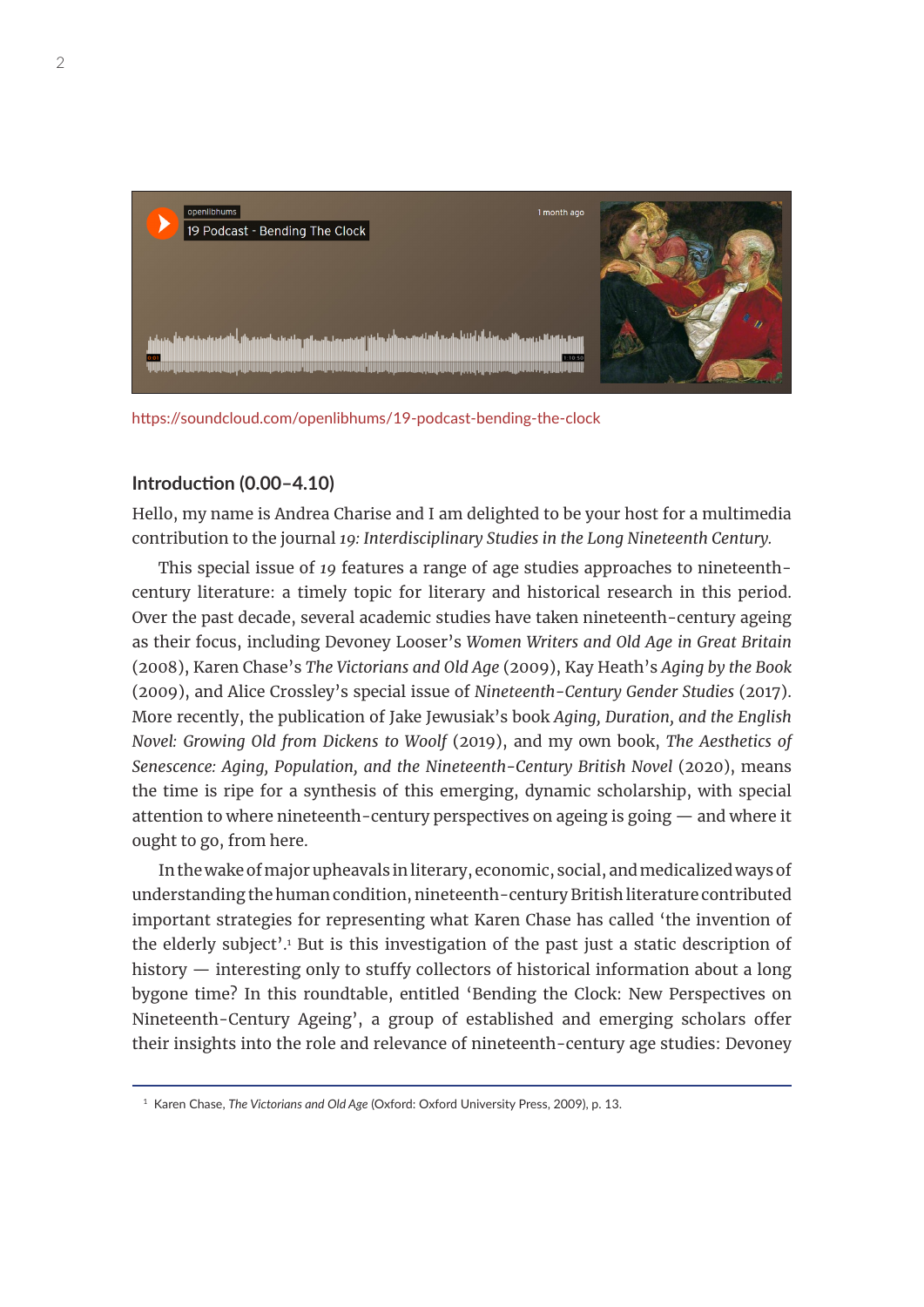https://soundcloud.com/openlibhums/19-podcast-bending-the-clock

## Introduction (0.00–4.10)

Hello, my name is Andrea Charise and I am delighted to be your host for a multimedia contribution to the journal *19: Interdisciplinary Studies in the Long Nineteenth Century*.

This special issue of *19* features a range of age studies approaches to nineteenth-century literature: a timely topic for literary and historical research in this period. Over the past decade, several academic studies have taken nineteenth-century ageing as their focus, including Devoney Looser's *Women Writers and Old Age in Great Britain* (2008), Karen Chase's *The Victorians and Old Age* (2009), Kay Heath's *Aging by the Book* (2009), and Alice Crossley's special issue of *Nineteenth-Century Gender Studies* (2017). More recently, the publication of Jake Jewusiak's book *Aging, Duration, and the English Novel: Growing Old from Dickens to Woolf* (2019), and my own book, *The Aesthetics of Senescence: Aging, Population, and the Nineteenth-Century British Novel* (2020), means the time is ripe for a synthesis of this emerging, dynamic scholarship, with special attention to where nineteenth-century perspectives on ageing is going — and where it ought to go, from here.

In the wake of major upheavals in literary, economic, social, and medicalized ways of understanding the human condition, nineteenth-century British literature contributed important strategies for representing what Karen Chase has called 'the invention of the elderly subject'.[1] But is this investigation of the past just a static description of history — interesting only to stuffy collectors of historical information about a long bygone time? In this roundtable, entitled 'Bending the Clock: New Perspectives on Nineteenth-Century Ageing', a group of established and emerging scholars offer their insights into the role and relevance of nineteenth-century age studies: Devoney

[1] Karen Chase, *The Victorians and Old Age* (Oxford: Oxford University Press, 2009), p. 13.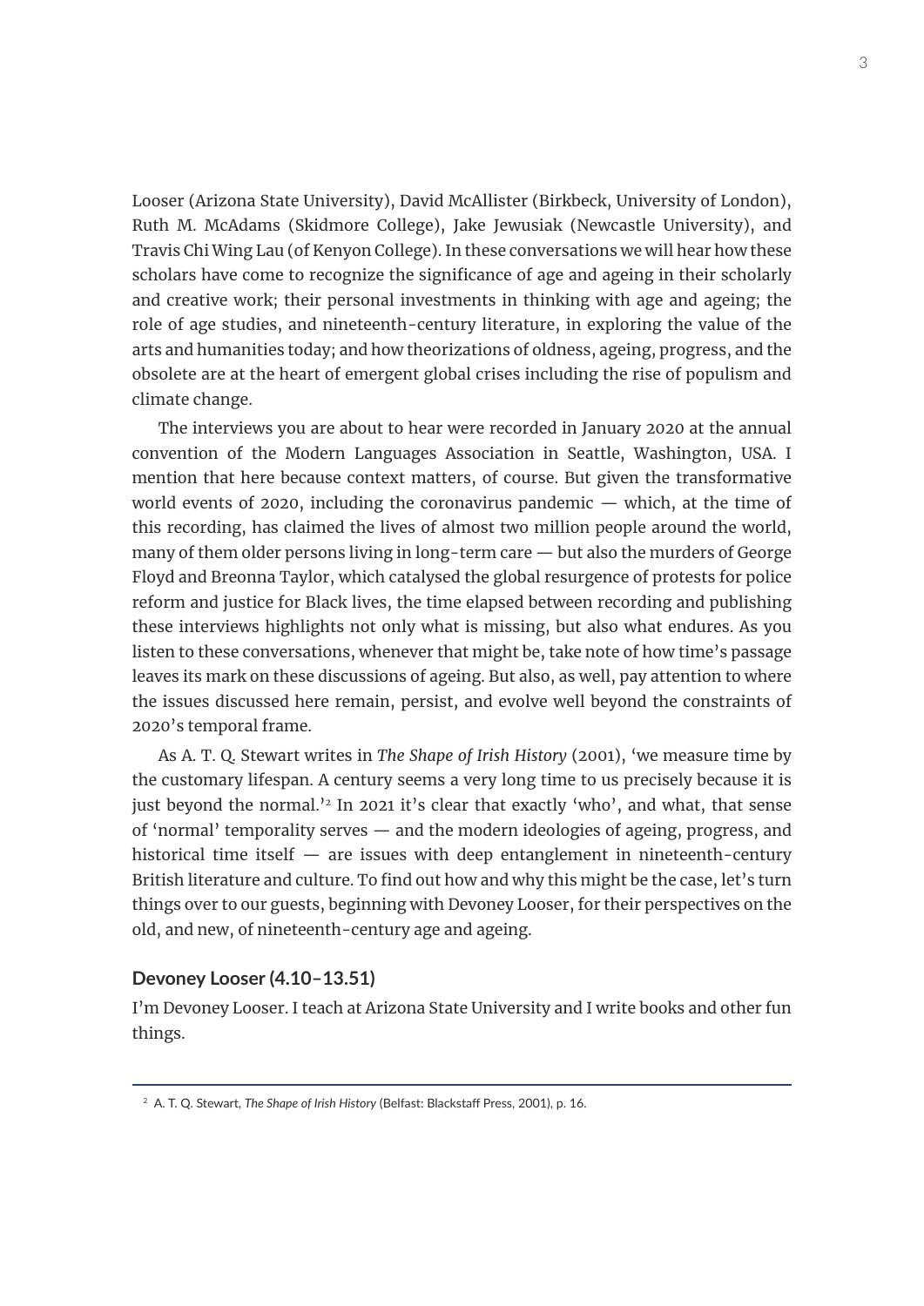Looser (Arizona State University), David McAllister (Birkbeck, University of London), Ruth M. McAdams (Skidmore College), Jake Jewusiak (Newcastle University), and Travis Chi Wing Lau (of Kenyon College). In these conversations we will hear how these scholars have come to recognize the significance of age and ageing in their scholarly and creative work; their personal investments in thinking with age and ageing; the role of age studies, and nineteenth-century literature, in exploring the value of the arts and humanities today; and how theorizations of oldness, ageing, progress, and the obsolete are at the heart of emergent global crises including the rise of populism and climate change.

The interviews you are about to hear were recorded in January 2020 at the annual convention of the Modern Languages Association in Seattle, Washington, USA. I mention that here because context matters, of course. But given the transformative world events of 2020, including the coronavirus pandemic — which, at the time of this recording, has claimed the lives of almost two million people around the world, many of them older persons living in long-term care — but also the murders of George Floyd and Breonna Taylor, which catalysed the global resurgence of protests for police reform and justice for Black lives, the time elapsed between recording and publishing these interviews highlights not only what is missing, but also what endures. As you listen to these conversations, whenever that might be, take note of how time's passage leaves its mark on these discussions of ageing. But also, as well, pay attention to where the issues discussed here remain, persist, and evolve well beyond the constraints of 2020's temporal frame.

As A. T. Q. Stewart writes in *The Shape of Irish History* (2001), 'we measure time by the customary lifespan. A century seems a very long time to us precisely because it is just beyond the normal.'[2] In 2021 it's clear that exactly 'who', and what, that sense of 'normal' temporality serves — and the modern ideologies of ageing, progress, and historical time itself — are issues with deep entanglement in nineteenth-century British literature and culture. To find out how and why this might be the case, let's turn things over to our guests, beginning with Devoney Looser, for their perspectives on the old, and new, of nineteenth-century age and ageing.

### Devoney Looser (4.10–13.51)

I'm Devoney Looser. I teach at Arizona State University and I write books and other fun things.

---

[2] A. T. Q. Stewart, *The Shape of Irish History* (Belfast: Blackstaff Press, 2001), p. 16.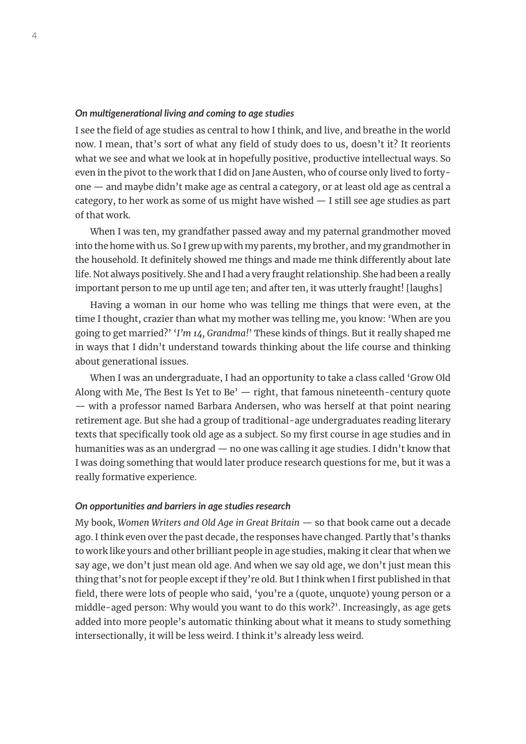***On multigenerational living and coming to age studies***

I see the field of age studies as central to how I think, and live, and breathe in the world now. I mean, that's sort of what any field of study does to us, doesn't it? It reorients what we see and what we look at in hopefully positive, productive intellectual ways. So even in the pivot to the work that I did on Jane Austen, who of course only lived to forty-one — and maybe didn't make age as central a category, or at least old age as central a category, to her work as some of us might have wished — I still see age studies as part of that work.

When I was ten, my grandfather passed away and my paternal grandmother moved into the home with us. So I grew up with my parents, my brother, and my grandmother in the household. It definitely showed me things and made me think differently about late life. Not always positively. She and I had a very fraught relationship. She had been a really important person to me up until age ten; and after ten, it was utterly fraught! [laughs]

Having a woman in our home who was telling me things that were even, at the time I thought, crazier than what my mother was telling me, you know: 'When are you going to get married?' '*I'm 14, Grandma!*' These kinds of things. But it really shaped me in ways that I didn't understand towards thinking about the life course and thinking about generational issues.

When I was an undergraduate, I had an opportunity to take a class called 'Grow Old Along with Me, The Best Is Yet to Be' — right, that famous nineteenth-century quote — with a professor named Barbara Andersen, who was herself at that point nearing retirement age. But she had a group of traditional-age undergraduates reading literary texts that specifically took old age as a subject. So my first course in age studies and in humanities was as an undergrad — no one was calling it age studies. I didn't know that I was doing something that would later produce research questions for me, but it was a really formative experience.

***On opportunities and barriers in age studies research***

My book, *Women Writers and Old Age in Great Britain* — so that book came out a decade ago. I think even over the past decade, the responses have changed. Partly that's thanks to work like yours and other brilliant people in age studies, making it clear that when we say age, we don't just mean old age. And when we say old age, we don't just mean this thing that's not for people except if they're old. But I think when I first published in that field, there were lots of people who said, 'you're a (quote, unquote) young person or a middle-aged person: Why would you want to do this work?'. Increasingly, as age gets added into more people's automatic thinking about what it means to study something intersectionally, it will be less weird. I think it's already less weird.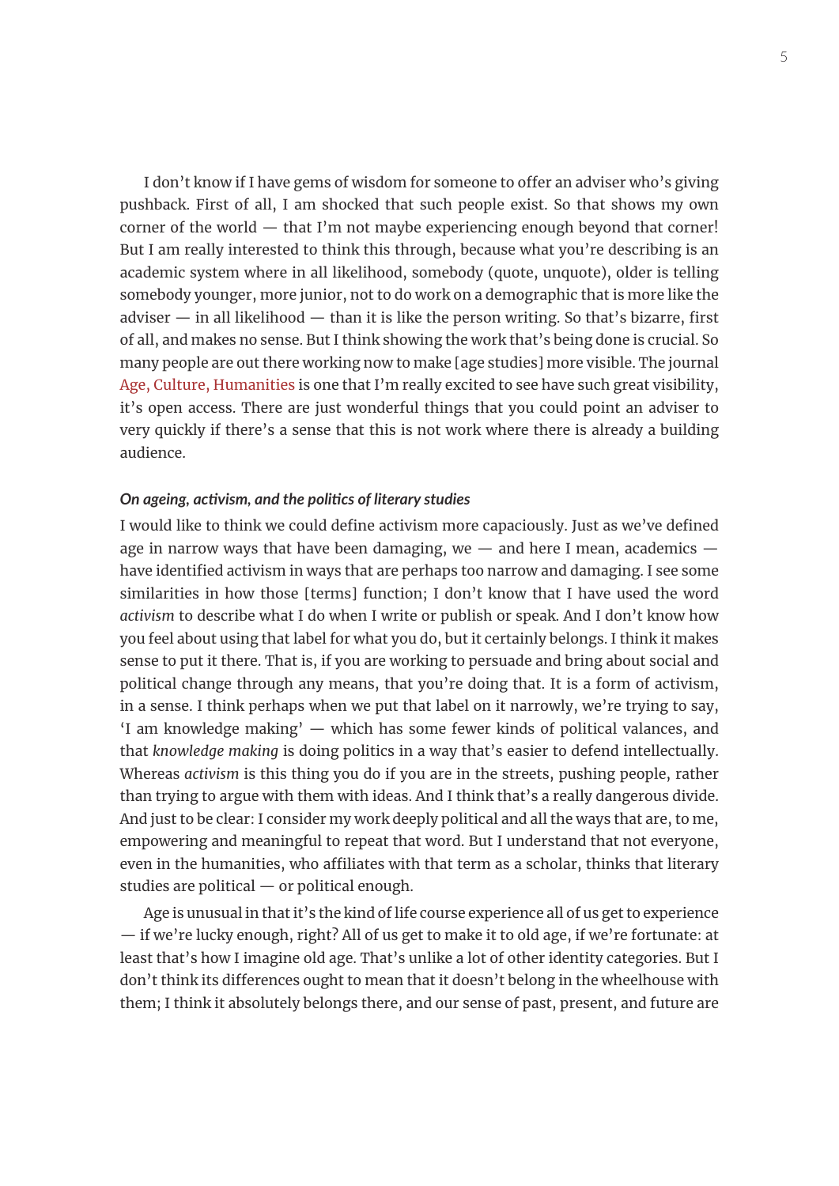I don't know if I have gems of wisdom for someone to offer an adviser who's giving pushback. First of all, I am shocked that such people exist. So that shows my own corner of the world — that I'm not maybe experiencing enough beyond that corner! But I am really interested to think this through, because what you're describing is an academic system where in all likelihood, somebody (quote, unquote), older is telling somebody younger, more junior, not to do work on a demographic that is more like the adviser — in all likelihood — than it is like the person writing. So that's bizarre, first of all, and makes no sense. But I think showing the work that's being done is crucial. So many people are out there working now to make [age studies] more visible. The journal Age, Culture, Humanities is one that I'm really excited to see have such great visibility, it's open access. There are just wonderful things that you could point an adviser to very quickly if there's a sense that this is not work where there is already a building audience.

***On ageing, activism, and the politics of literary studies***

I would like to think we could define activism more capaciously. Just as we've defined age in narrow ways that have been damaging, we — and here I mean, academics — have identified activism in ways that are perhaps too narrow and damaging. I see some similarities in how those [terms] function; I don't know that I have used the word *activism* to describe what I do when I write or publish or speak. And I don't know how you feel about using that label for what you do, but it certainly belongs. I think it makes sense to put it there. That is, if you are working to persuade and bring about social and political change through any means, that you're doing that. It is a form of activism, in a sense. I think perhaps when we put that label on it narrowly, we're trying to say, 'I am knowledge making' — which has some fewer kinds of political valances, and that *knowledge making* is doing politics in a way that's easier to defend intellectually. Whereas *activism* is this thing you do if you are in the streets, pushing people, rather than trying to argue with them with ideas. And I think that's a really dangerous divide. And just to be clear: I consider my work deeply political and all the ways that are, to me, empowering and meaningful to repeat that word. But I understand that not everyone, even in the humanities, who affiliates with that term as a scholar, thinks that literary studies are political — or political enough.

Age is unusual in that it's the kind of life course experience all of us get to experience — if we're lucky enough, right? All of us get to make it to old age, if we're fortunate: at least that's how I imagine old age. That's unlike a lot of other identity categories. But I don't think its differences ought to mean that it doesn't belong in the wheelhouse with them; I think it absolutely belongs there, and our sense of past, present, and future are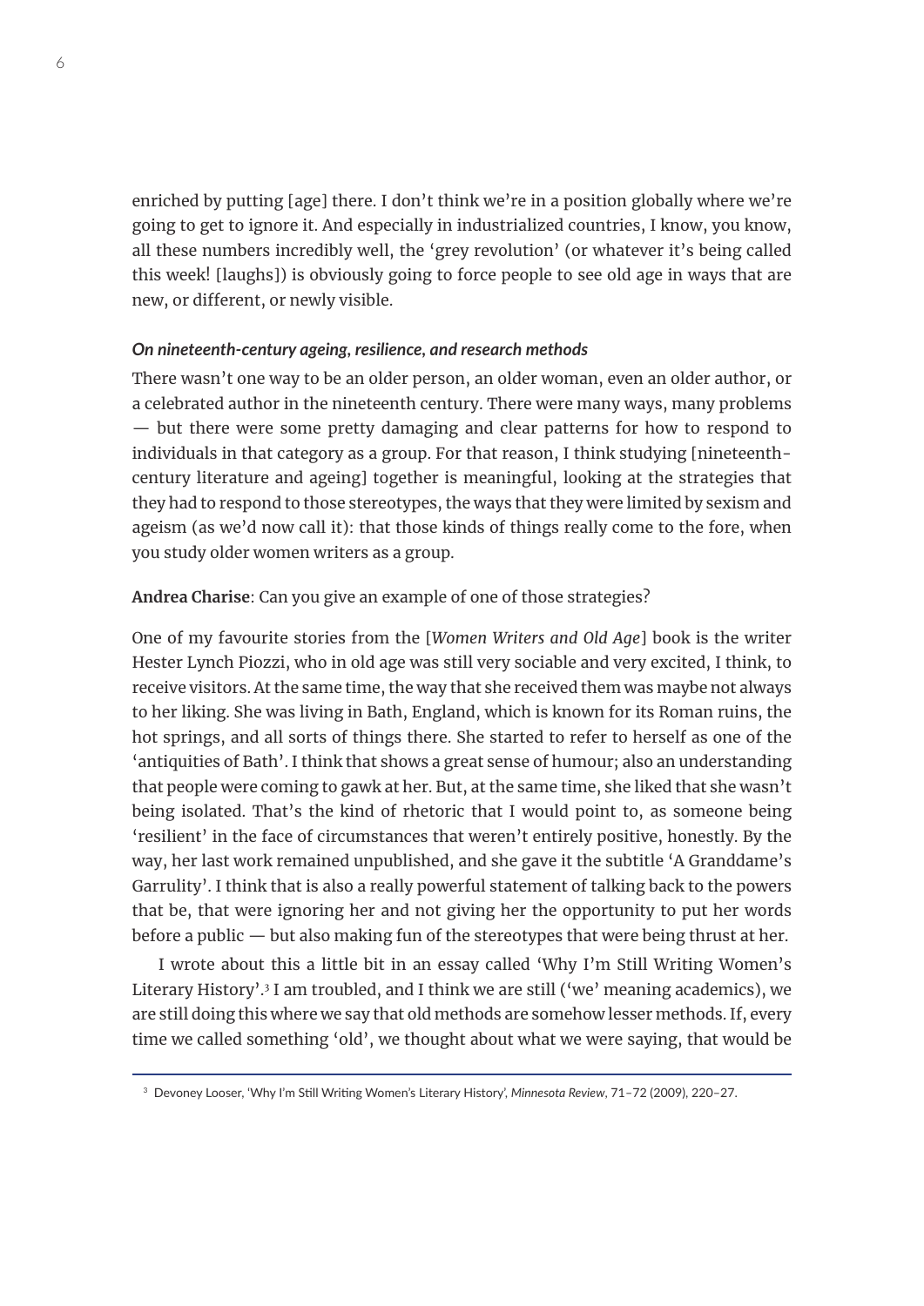enriched by putting [age] there. I don't think we're in a position globally where we're going to get to ignore it. And especially in industrialized countries, I know, you know, all these numbers incredibly well, the 'grey revolution' (or whatever it's being called this week! [laughs]) is obviously going to force people to see old age in ways that are new, or different, or newly visible.

### *On nineteenth-century ageing, resilience, and research methods*

There wasn't one way to be an older person, an older woman, even an older author, or a celebrated author in the nineteenth century. There were many ways, many problems — but there were some pretty damaging and clear patterns for how to respond to individuals in that category as a group. For that reason, I think studying [nineteenth-century literature and ageing] together is meaningful, looking at the strategies that they had to respond to those stereotypes, the ways that they were limited by sexism and ageism (as we'd now call it): that those kinds of things really come to the fore, when you study older women writers as a group.

**Andrea Charise**: Can you give an example of one of those strategies?

One of my favourite stories from the [*Women Writers and Old Age*] book is the writer Hester Lynch Piozzi, who in old age was still very sociable and very excited, I think, to receive visitors. At the same time, the way that she received them was maybe not always to her liking. She was living in Bath, England, which is known for its Roman ruins, the hot springs, and all sorts of things there. She started to refer to herself as one of the 'antiquities of Bath'. I think that shows a great sense of humour; also an understanding that people were coming to gawk at her. But, at the same time, she liked that she wasn't being isolated. That's the kind of rhetoric that I would point to, as someone being 'resilient' in the face of circumstances that weren't entirely positive, honestly. By the way, her last work remained unpublished, and she gave it the subtitle 'A Granddame's Garrulity'. I think that is also a really powerful statement of talking back to the powers that be, that were ignoring her and not giving her the opportunity to put her words before a public — but also making fun of the stereotypes that were being thrust at her.

I wrote about this a little bit in an essay called 'Why I'm Still Writing Women's Literary History'.[3] I am troubled, and I think we are still ('we' meaning academics), we are still doing this where we say that old methods are somehow lesser methods. If, every time we called something 'old', we thought about what we were saying, that would be

[3] Devoney Looser, 'Why I'm Still Writing Women's Literary History', *Minnesota Review*, 71–72 (2009), 220–27.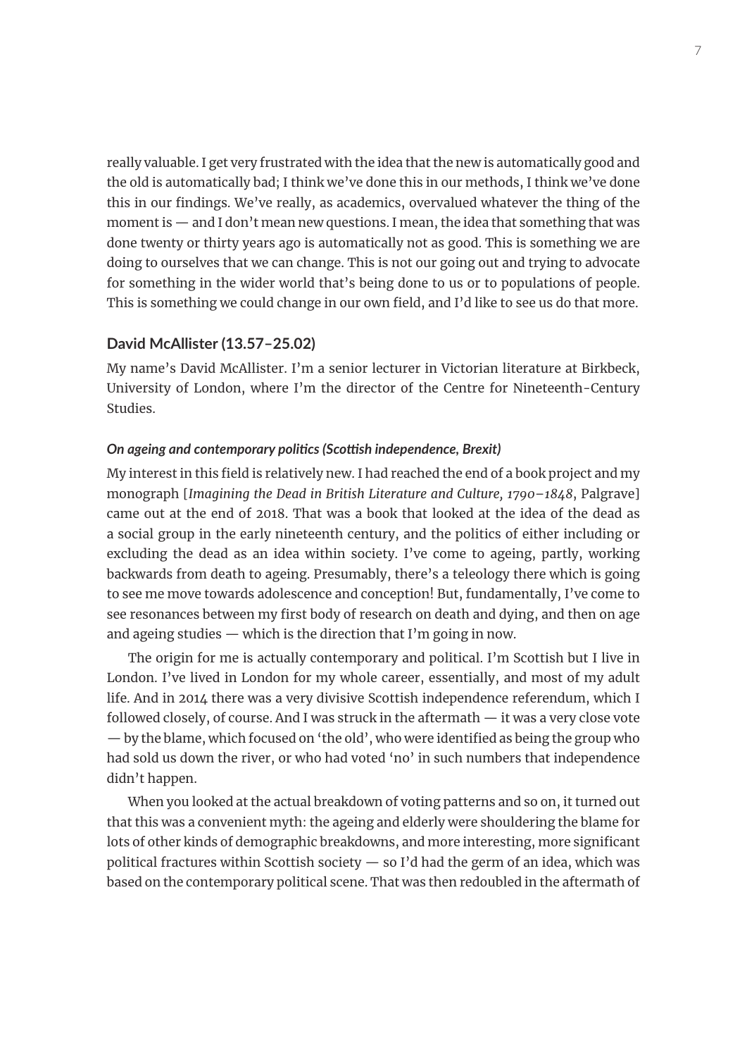really valuable. I get very frustrated with the idea that the new is automatically good and the old is automatically bad; I think we've done this in our methods, I think we've done this in our findings. We've really, as academics, overvalued whatever the thing of the moment is — and I don't mean new questions. I mean, the idea that something that was done twenty or thirty years ago is automatically not as good. This is something we are doing to ourselves that we can change. This is not our going out and trying to advocate for something in the wider world that's being done to us or to populations of people. This is something we could change in our own field, and I'd like to see us do that more.

### David McAllister (13.57–25.02)

My name's David McAllister. I'm a senior lecturer in Victorian literature at Birkbeck, University of London, where I'm the director of the Centre for Nineteenth-Century Studies.

#### *On ageing and contemporary politics (Scottish independence, Brexit)*

My interest in this field is relatively new. I had reached the end of a book project and my monograph [*Imagining the Dead in British Literature and Culture, 1790–1848*, Palgrave] came out at the end of 2018. That was a book that looked at the idea of the dead as a social group in the early nineteenth century, and the politics of either including or excluding the dead as an idea within society. I've come to ageing, partly, working backwards from death to ageing. Presumably, there's a teleology there which is going to see me move towards adolescence and conception! But, fundamentally, I've come to see resonances between my first body of research on death and dying, and then on age and ageing studies — which is the direction that I'm going in now.

The origin for me is actually contemporary and political. I'm Scottish but I live in London. I've lived in London for my whole career, essentially, and most of my adult life. And in 2014 there was a very divisive Scottish independence referendum, which I followed closely, of course. And I was struck in the aftermath — it was a very close vote — by the blame, which focused on 'the old', who were identified as being the group who had sold us down the river, or who had voted 'no' in such numbers that independence didn't happen.

When you looked at the actual breakdown of voting patterns and so on, it turned out that this was a convenient myth: the ageing and elderly were shouldering the blame for lots of other kinds of demographic breakdowns, and more interesting, more significant political fractures within Scottish society — so I'd had the germ of an idea, which was based on the contemporary political scene. That was then redoubled in the aftermath of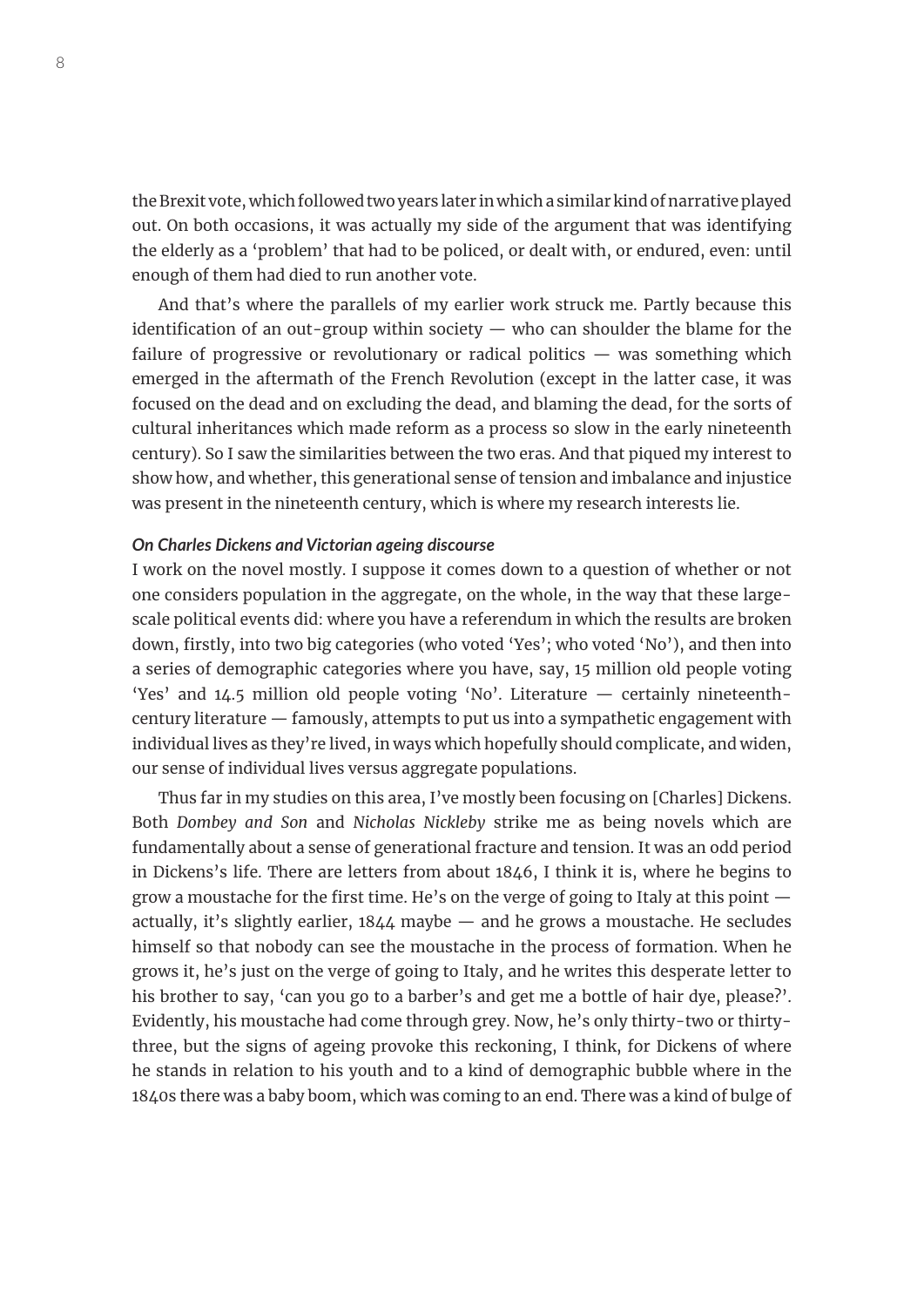the Brexit vote, which followed two years later in which a similar kind of narrative played out. On both occasions, it was actually my side of the argument that was identifying the elderly as a 'problem' that had to be policed, or dealt with, or endured, even: until enough of them had died to run another vote.

And that's where the parallels of my earlier work struck me. Partly because this identification of an out-group within society — who can shoulder the blame for the failure of progressive or revolutionary or radical politics — was something which emerged in the aftermath of the French Revolution (except in the latter case, it was focused on the dead and on excluding the dead, and blaming the dead, for the sorts of cultural inheritances which made reform as a process so slow in the early nineteenth century). So I saw the similarities between the two eras. And that piqued my interest to show how, and whether, this generational sense of tension and imbalance and injustice was present in the nineteenth century, which is where my research interests lie.

***On Charles Dickens and Victorian ageing discourse***

I work on the novel mostly. I suppose it comes down to a question of whether or not one considers population in the aggregate, on the whole, in the way that these large-scale political events did: where you have a referendum in which the results are broken down, firstly, into two big categories (who voted 'Yes'; who voted 'No'), and then into a series of demographic categories where you have, say, 15 million old people voting 'Yes' and 14.5 million old people voting 'No'. Literature — certainly nineteenth-century literature — famously, attempts to put us into a sympathetic engagement with individual lives as they're lived, in ways which hopefully should complicate, and widen, our sense of individual lives versus aggregate populations.

Thus far in my studies on this area, I've mostly been focusing on [Charles] Dickens. Both *Dombey and Son* and *Nicholas Nickleby* strike me as being novels which are fundamentally about a sense of generational fracture and tension. It was an odd period in Dickens's life. There are letters from about 1846, I think it is, where he begins to grow a moustache for the first time. He's on the verge of going to Italy at this point — actually, it's slightly earlier, 1844 maybe — and he grows a moustache. He secludes himself so that nobody can see the moustache in the process of formation. When he grows it, he's just on the verge of going to Italy, and he writes this desperate letter to his brother to say, 'can you go to a barber's and get me a bottle of hair dye, please?'. Evidently, his moustache had come through grey. Now, he's only thirty-two or thirty-three, but the signs of ageing provoke this reckoning, I think, for Dickens of where he stands in relation to his youth and to a kind of demographic bubble where in the 1840s there was a baby boom, which was coming to an end. There was a kind of bulge of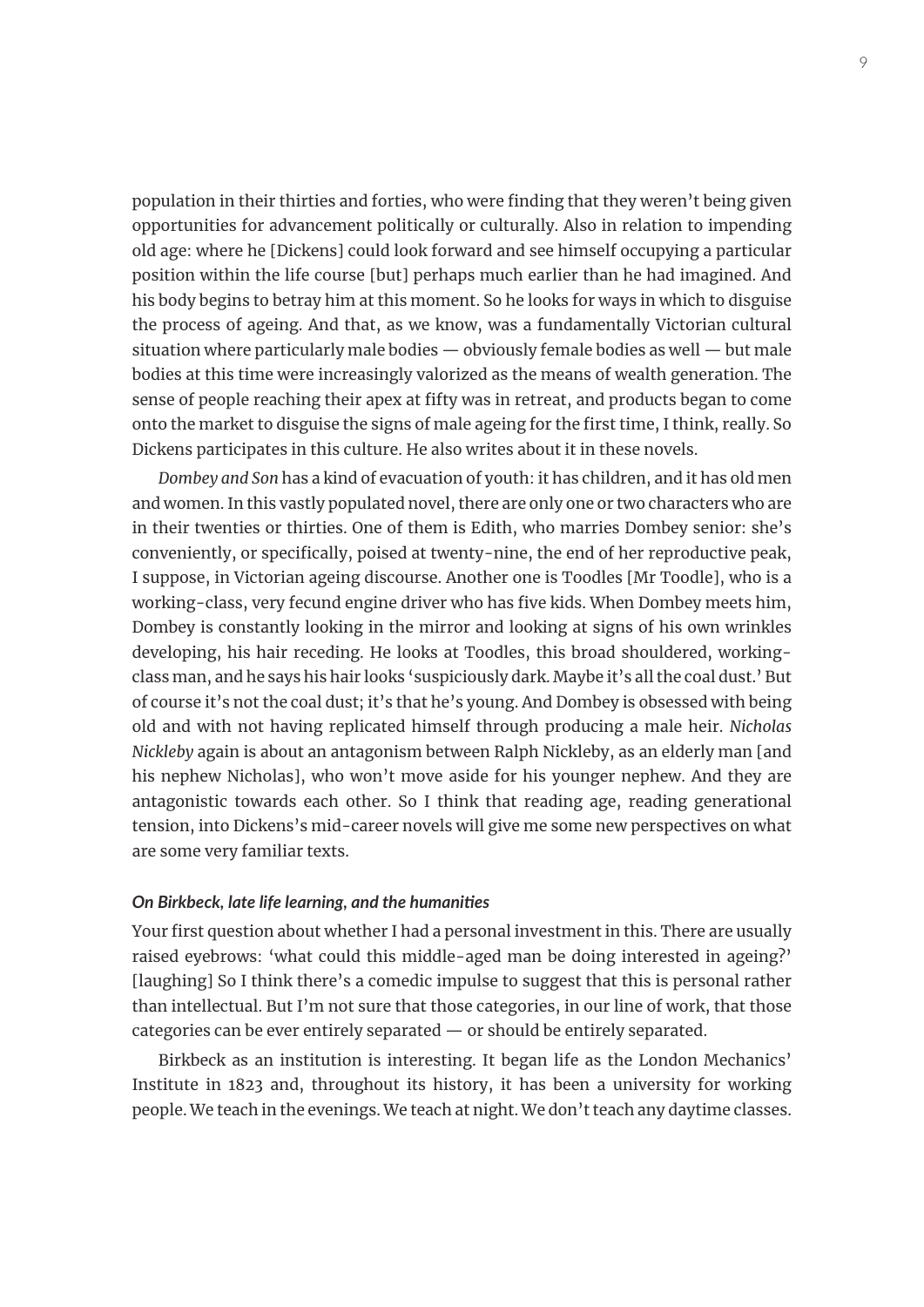population in their thirties and forties, who were finding that they weren't being given opportunities for advancement politically or culturally. Also in relation to impending old age: where he [Dickens] could look forward and see himself occupying a particular position within the life course [but] perhaps much earlier than he had imagined. And his body begins to betray him at this moment. So he looks for ways in which to disguise the process of ageing. And that, as we know, was a fundamentally Victorian cultural situation where particularly male bodies — obviously female bodies as well — but male bodies at this time were increasingly valorized as the means of wealth generation. The sense of people reaching their apex at fifty was in retreat, and products began to come onto the market to disguise the signs of male ageing for the first time, I think, really. So Dickens participates in this culture. He also writes about it in these novels.

*Dombey and Son* has a kind of evacuation of youth: it has children, and it has old men and women. In this vastly populated novel, there are only one or two characters who are in their twenties or thirties. One of them is Edith, who marries Dombey senior: she's conveniently, or specifically, poised at twenty-nine, the end of her reproductive peak, I suppose, in Victorian ageing discourse. Another one is Toodles [Mr Toodle], who is a working-class, very fecund engine driver who has five kids. When Dombey meets him, Dombey is constantly looking in the mirror and looking at signs of his own wrinkles developing, his hair receding. He looks at Toodles, this broad shouldered, working-class man, and he says his hair looks 'suspiciously dark. Maybe it's all the coal dust.' But of course it's not the coal dust; it's that he's young. And Dombey is obsessed with being old and with not having replicated himself through producing a male heir. *Nicholas Nickleby* again is about an antagonism between Ralph Nickleby, as an elderly man [and his nephew Nicholas], who won't move aside for his younger nephew. And they are antagonistic towards each other. So I think that reading age, reading generational tension, into Dickens's mid-career novels will give me some new perspectives on what are some very familiar texts.

#### *On Birkbeck, late life learning, and the humanities*

Your first question about whether I had a personal investment in this. There are usually raised eyebrows: 'what could this middle-aged man be doing interested in ageing?' [laughing] So I think there's a comedic impulse to suggest that this is personal rather than intellectual. But I'm not sure that those categories, in our line of work, that those categories can be ever entirely separated — or should be entirely separated.

Birkbeck as an institution is interesting. It began life as the London Mechanics' Institute in 1823 and, throughout its history, it has been a university for working people. We teach in the evenings. We teach at night. We don't teach any daytime classes.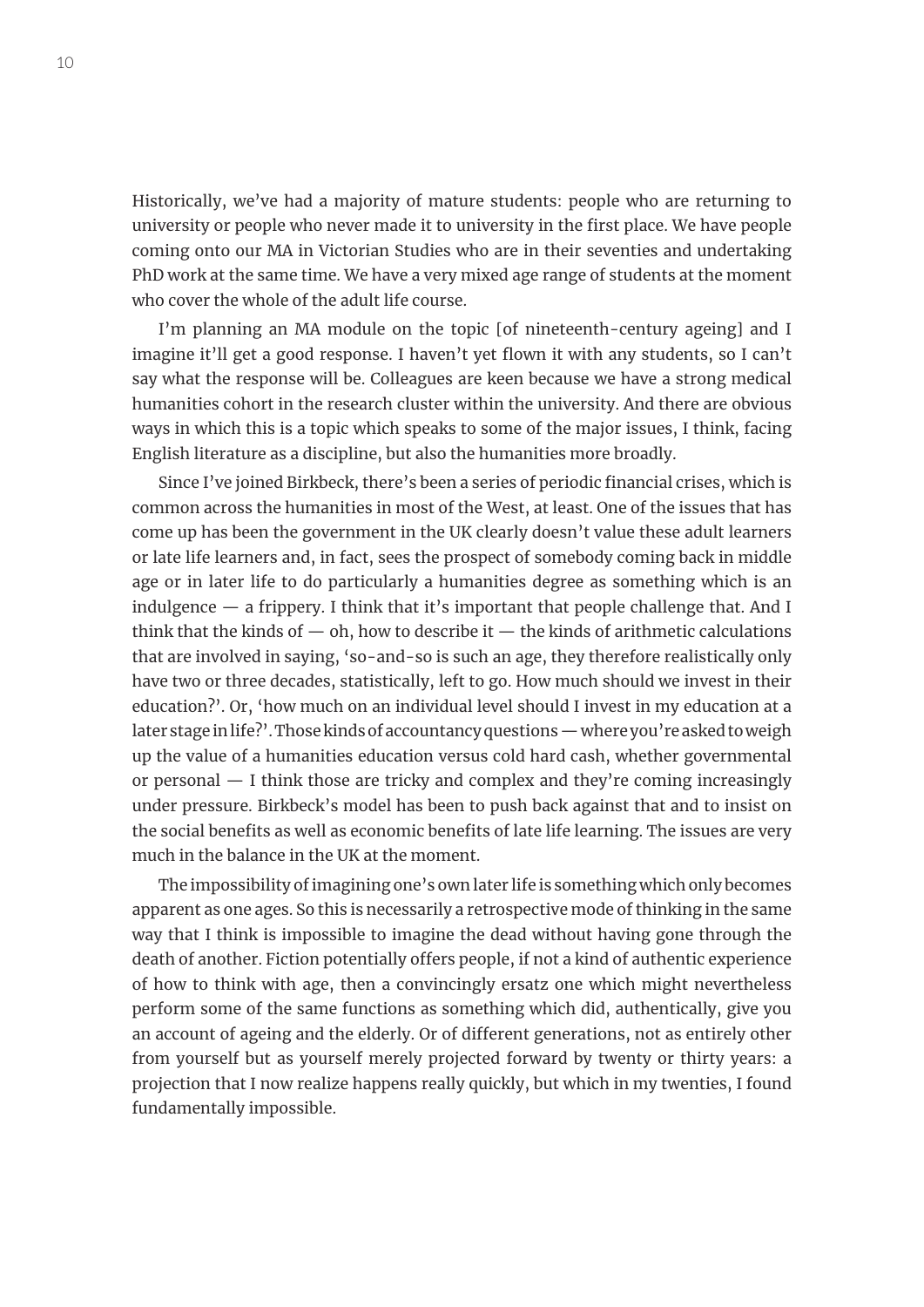Historically, we've had a majority of mature students: people who are returning to university or people who never made it to university in the first place. We have people coming onto our MA in Victorian Studies who are in their seventies and undertaking PhD work at the same time. We have a very mixed age range of students at the moment who cover the whole of the adult life course.

I'm planning an MA module on the topic [of nineteenth-century ageing] and I imagine it'll get a good response. I haven't yet flown it with any students, so I can't say what the response will be. Colleagues are keen because we have a strong medical humanities cohort in the research cluster within the university. And there are obvious ways in which this is a topic which speaks to some of the major issues, I think, facing English literature as a discipline, but also the humanities more broadly.

Since I've joined Birkbeck, there's been a series of periodic financial crises, which is common across the humanities in most of the West, at least. One of the issues that has come up has been the government in the UK clearly doesn't value these adult learners or late life learners and, in fact, sees the prospect of somebody coming back in middle age or in later life to do particularly a humanities degree as something which is an indulgence — a frippery. I think that it's important that people challenge that. And I think that the kinds of — oh, how to describe it — the kinds of arithmetic calculations that are involved in saying, 'so-and-so is such an age, they therefore realistically only have two or three decades, statistically, left to go. How much should we invest in their education?'. Or, 'how much on an individual level should I invest in my education at a later stage in life?'. Those kinds of accountancy questions — where you're asked to weigh up the value of a humanities education versus cold hard cash, whether governmental or personal — I think those are tricky and complex and they're coming increasingly under pressure. Birkbeck's model has been to push back against that and to insist on the social benefits as well as economic benefits of late life learning. The issues are very much in the balance in the UK at the moment.

The impossibility of imagining one's own later life is something which only becomes apparent as one ages. So this is necessarily a retrospective mode of thinking in the same way that I think is impossible to imagine the dead without having gone through the death of another. Fiction potentially offers people, if not a kind of authentic experience of how to think with age, then a convincingly ersatz one which might nevertheless perform some of the same functions as something which did, authentically, give you an account of ageing and the elderly. Or of different generations, not as entirely other from yourself but as yourself merely projected forward by twenty or thirty years: a projection that I now realize happens really quickly, but which in my twenties, I found fundamentally impossible.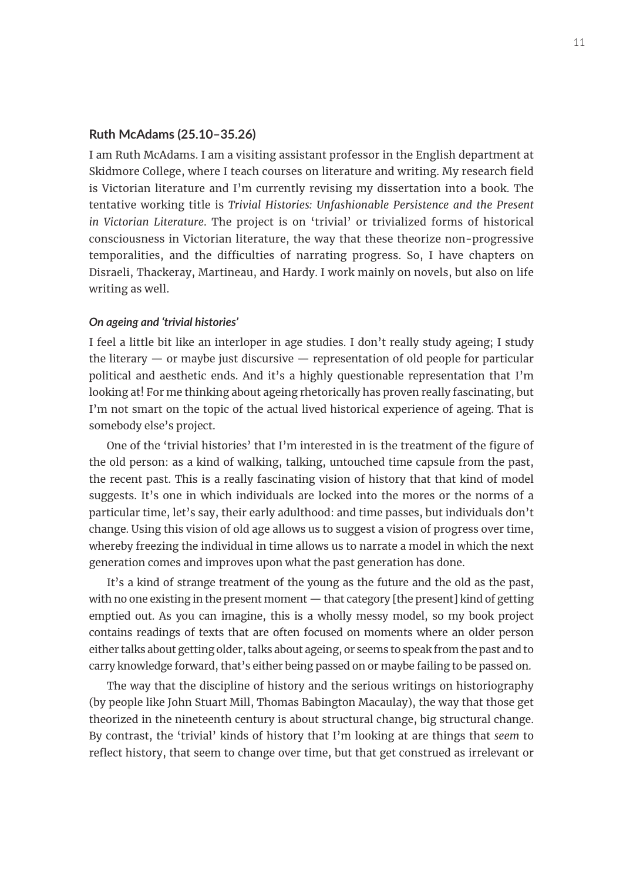### Ruth McAdams (25.10–35.26)

I am Ruth McAdams. I am a visiting assistant professor in the English department at Skidmore College, where I teach courses on literature and writing. My research field is Victorian literature and I'm currently revising my dissertation into a book. The tentative working title is *Trivial Histories: Unfashionable Persistence and the Present in Victorian Literature*. The project is on 'trivial' or trivialized forms of historical consciousness in Victorian literature, the way that these theorize non-progressive temporalities, and the difficulties of narrating progress. So, I have chapters on Disraeli, Thackeray, Martineau, and Hardy. I work mainly on novels, but also on life writing as well.

#### *On ageing and 'trivial histories'*

I feel a little bit like an interloper in age studies. I don't really study ageing; I study the literary — or maybe just discursive — representation of old people for particular political and aesthetic ends. And it's a highly questionable representation that I'm looking at! For me thinking about ageing rhetorically has proven really fascinating, but I'm not smart on the topic of the actual lived historical experience of ageing. That is somebody else's project.

One of the 'trivial histories' that I'm interested in is the treatment of the figure of the old person: as a kind of walking, talking, untouched time capsule from the past, the recent past. This is a really fascinating vision of history that that kind of model suggests. It's one in which individuals are locked into the mores or the norms of a particular time, let's say, their early adulthood: and time passes, but individuals don't change. Using this vision of old age allows us to suggest a vision of progress over time, whereby freezing the individual in time allows us to narrate a model in which the next generation comes and improves upon what the past generation has done.

It's a kind of strange treatment of the young as the future and the old as the past, with no one existing in the present moment — that category [the present] kind of getting emptied out. As you can imagine, this is a wholly messy model, so my book project contains readings of texts that are often focused on moments where an older person either talks about getting older, talks about ageing, or seems to speak from the past and to carry knowledge forward, that's either being passed on or maybe failing to be passed on.

The way that the discipline of history and the serious writings on historiography (by people like John Stuart Mill, Thomas Babington Macaulay), the way that those get theorized in the nineteenth century is about structural change, big structural change. By contrast, the 'trivial' kinds of history that I'm looking at are things that *seem* to reflect history, that seem to change over time, but that get construed as irrelevant or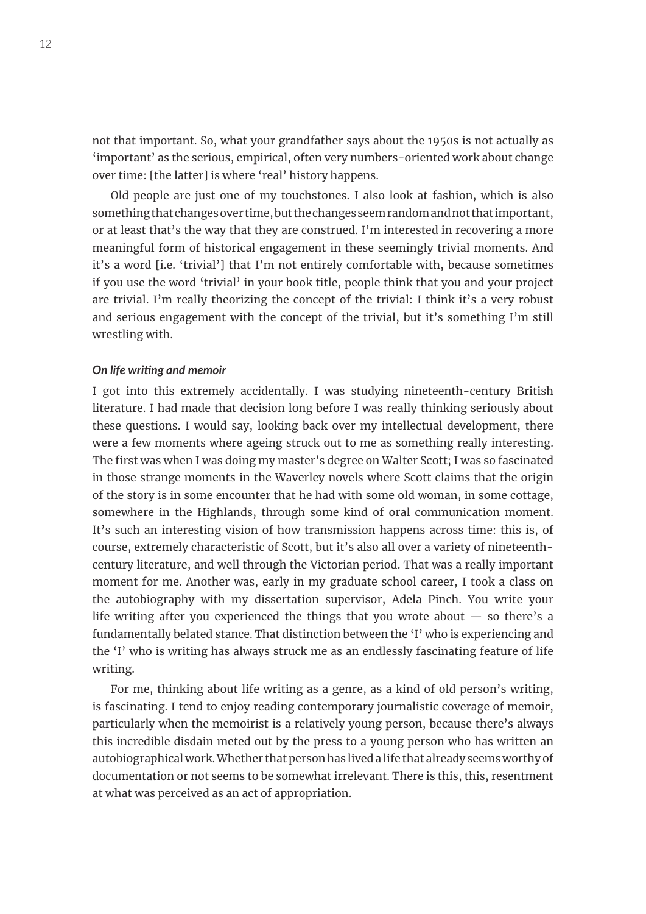not that important. So, what your grandfather says about the 1950s is not actually as 'important' as the serious, empirical, often very numbers-oriented work about change over time: [the latter] is where 'real' history happens.

Old people are just one of my touchstones. I also look at fashion, which is also something that changes over time, but the changes seem random and not that important, or at least that's the way that they are construed. I'm interested in recovering a more meaningful form of historical engagement in these seemingly trivial moments. And it's a word [i.e. 'trivial'] that I'm not entirely comfortable with, because sometimes if you use the word 'trivial' in your book title, people think that you and your project are trivial. I'm really theorizing the concept of the trivial: I think it's a very robust and serious engagement with the concept of the trivial, but it's something I'm still wrestling with.

#### *On life writing and memoir*

I got into this extremely accidentally. I was studying nineteenth-century British literature. I had made that decision long before I was really thinking seriously about these questions. I would say, looking back over my intellectual development, there were a few moments where ageing struck out to me as something really interesting. The first was when I was doing my master's degree on Walter Scott; I was so fascinated in those strange moments in the Waverley novels where Scott claims that the origin of the story is in some encounter that he had with some old woman, in some cottage, somewhere in the Highlands, through some kind of oral communication moment. It's such an interesting vision of how transmission happens across time: this is, of course, extremely characteristic of Scott, but it's also all over a variety of nineteenth-century literature, and well through the Victorian period. That was a really important moment for me. Another was, early in my graduate school career, I took a class on the autobiography with my dissertation supervisor, Adela Pinch. You write your life writing after you experienced the things that you wrote about — so there's a fundamentally belated stance. That distinction between the 'I' who is experiencing and the 'I' who is writing has always struck me as an endlessly fascinating feature of life writing.

For me, thinking about life writing as a genre, as a kind of old person's writing, is fascinating. I tend to enjoy reading contemporary journalistic coverage of memoir, particularly when the memoirist is a relatively young person, because there's always this incredible disdain meted out by the press to a young person who has written an autobiographical work. Whether that person has lived a life that already seems worthy of documentation or not seems to be somewhat irrelevant. There is this, this, resentment at what was perceived as an act of appropriation.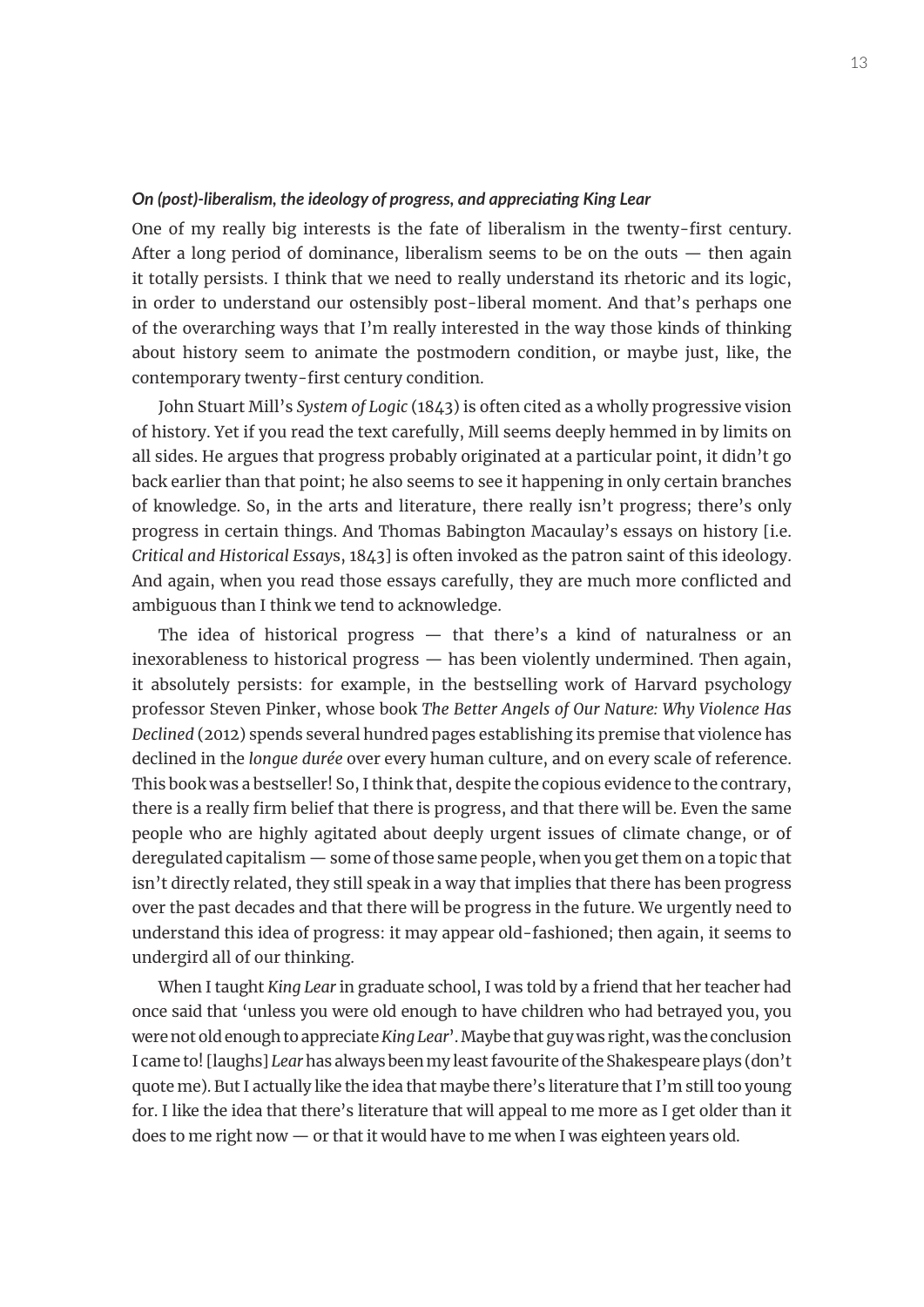***On (post)-liberalism, the ideology of progress, and appreciating King Lear***

One of my really big interests is the fate of liberalism in the twenty-first century. After a long period of dominance, liberalism seems to be on the outs — then again it totally persists. I think that we need to really understand its rhetoric and its logic, in order to understand our ostensibly post-liberal moment. And that's perhaps one of the overarching ways that I'm really interested in the way those kinds of thinking about history seem to animate the postmodern condition, or maybe just, like, the contemporary twenty-first century condition.

John Stuart Mill's *System of Logic* (1843) is often cited as a wholly progressive vision of history. Yet if you read the text carefully, Mill seems deeply hemmed in by limits on all sides. He argues that progress probably originated at a particular point, it didn't go back earlier than that point; he also seems to see it happening in only certain branches of knowledge. So, in the arts and literature, there really isn't progress; there's only progress in certain things. And Thomas Babington Macaulay's essays on history [i.e. *Critical and Historical Essays*, 1843] is often invoked as the patron saint of this ideology. And again, when you read those essays carefully, they are much more conflicted and ambiguous than I think we tend to acknowledge.

The idea of historical progress — that there's a kind of naturalness or an inexorableness to historical progress — has been violently undermined. Then again, it absolutely persists: for example, in the bestselling work of Harvard psychology professor Steven Pinker, whose book *The Better Angels of Our Nature: Why Violence Has Declined* (2012) spends several hundred pages establishing its premise that violence has declined in the *longue durée* over every human culture, and on every scale of reference. This book was a bestseller! So, I think that, despite the copious evidence to the contrary, there is a really firm belief that there is progress, and that there will be. Even the same people who are highly agitated about deeply urgent issues of climate change, or of deregulated capitalism — some of those same people, when you get them on a topic that isn't directly related, they still speak in a way that implies that there has been progress over the past decades and that there will be progress in the future. We urgently need to understand this idea of progress: it may appear old-fashioned; then again, it seems to undergird all of our thinking.

When I taught *King Lear* in graduate school, I was told by a friend that her teacher had once said that 'unless you were old enough to have children who had betrayed you, you were not old enough to appreciate *King Lear*'. Maybe that guy was right, was the conclusion I came to! [laughs] *Lear* has always been my least favourite of the Shakespeare plays (don't quote me). But I actually like the idea that maybe there's literature that I'm still too young for. I like the idea that there's literature that will appeal to me more as I get older than it does to me right now — or that it would have to me when I was eighteen years old.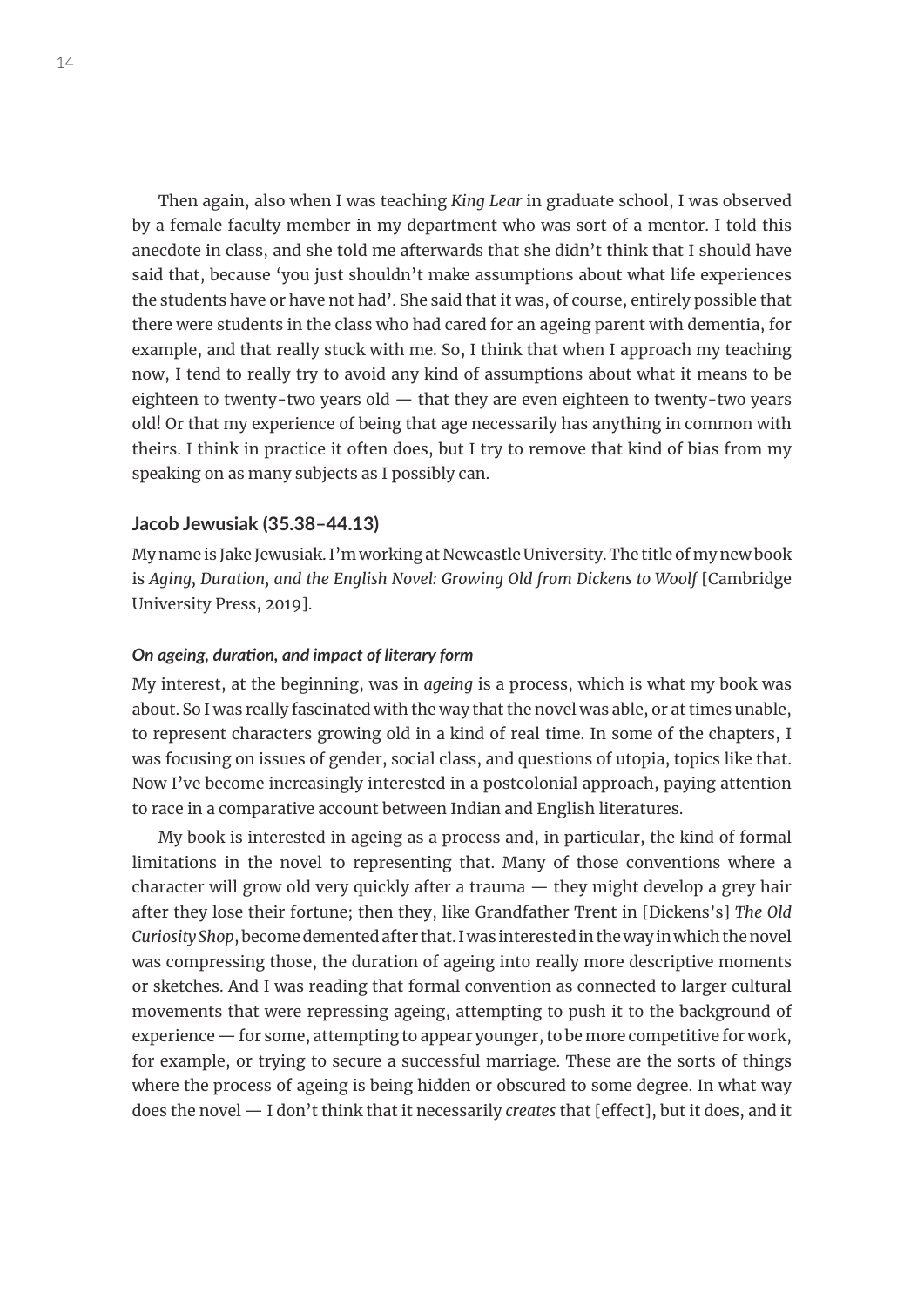Then again, also when I was teaching *King Lear* in graduate school, I was observed by a female faculty member in my department who was sort of a mentor. I told this anecdote in class, and she told me afterwards that she didn't think that I should have said that, because 'you just shouldn't make assumptions about what life experiences the students have or have not had'. She said that it was, of course, entirely possible that there were students in the class who had cared for an ageing parent with dementia, for example, and that really stuck with me. So, I think that when I approach my teaching now, I tend to really try to avoid any kind of assumptions about what it means to be eighteen to twenty-two years old — that they are even eighteen to twenty-two years old! Or that my experience of being that age necessarily has anything in common with theirs. I think in practice it often does, but I try to remove that kind of bias from my speaking on as many subjects as I possibly can.

### Jacob Jewusiak (35.38–44.13)

My name is Jake Jewusiak. I'm working at Newcastle University. The title of my new book is *Aging, Duration, and the English Novel: Growing Old from Dickens to Woolf* [Cambridge University Press, 2019].

#### *On ageing, duration, and impact of literary form*

My interest, at the beginning, was in *ageing* is a process, which is what my book was about. So I was really fascinated with the way that the novel was able, or at times unable, to represent characters growing old in a kind of real time. In some of the chapters, I was focusing on issues of gender, social class, and questions of utopia, topics like that. Now I've become increasingly interested in a postcolonial approach, paying attention to race in a comparative account between Indian and English literatures.

My book is interested in ageing as a process and, in particular, the kind of formal limitations in the novel to representing that. Many of those conventions where a character will grow old very quickly after a trauma — they might develop a grey hair after they lose their fortune; then they, like Grandfather Trent in [Dickens's] *The Old Curiosity Shop*, become demented after that. I was interested in the way in which the novel was compressing those, the duration of ageing into really more descriptive moments or sketches. And I was reading that formal convention as connected to larger cultural movements that were repressing ageing, attempting to push it to the background of experience — for some, attempting to appear younger, to be more competitive for work, for example, or trying to secure a successful marriage. These are the sorts of things where the process of ageing is being hidden or obscured to some degree. In what way does the novel — I don't think that it necessarily *creates* that [effect], but it does, and it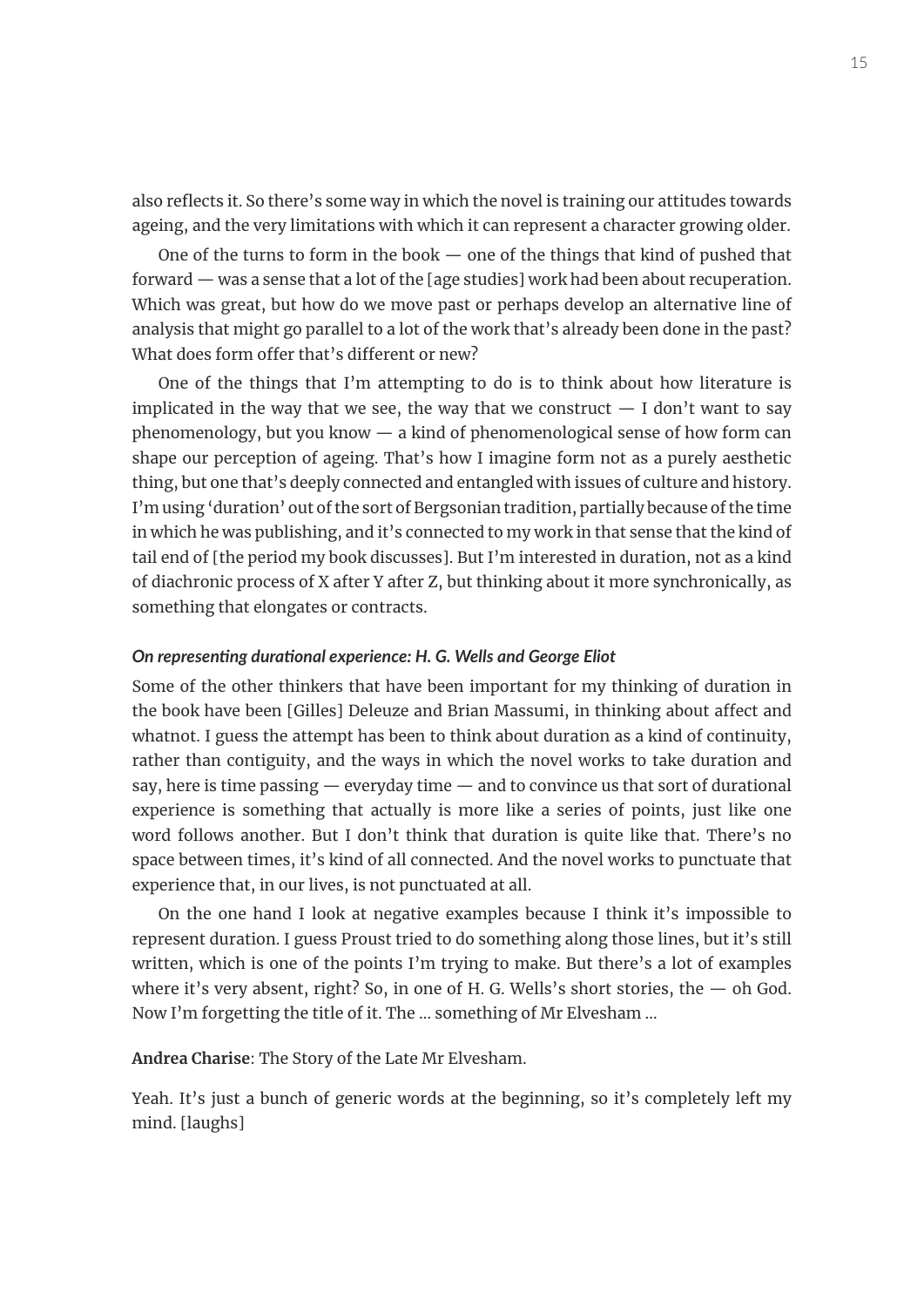also reflects it. So there's some way in which the novel is training our attitudes towards ageing, and the very limitations with which it can represent a character growing older.

One of the turns to form in the book — one of the things that kind of pushed that forward — was a sense that a lot of the [age studies] work had been about recuperation. Which was great, but how do we move past or perhaps develop an alternative line of analysis that might go parallel to a lot of the work that's already been done in the past? What does form offer that's different or new?

One of the things that I'm attempting to do is to think about how literature is implicated in the way that we see, the way that we construct — I don't want to say phenomenology, but you know — a kind of phenomenological sense of how form can shape our perception of ageing. That's how I imagine form not as a purely aesthetic thing, but one that's deeply connected and entangled with issues of culture and history. I'm using 'duration' out of the sort of Bergsonian tradition, partially because of the time in which he was publishing, and it's connected to my work in that sense that the kind of tail end of [the period my book discusses]. But I'm interested in duration, not as a kind of diachronic process of X after Y after Z, but thinking about it more synchronically, as something that elongates or contracts.

#### *On representing durational experience: H. G. Wells and George Eliot*

Some of the other thinkers that have been important for my thinking of duration in the book have been [Gilles] Deleuze and Brian Massumi, in thinking about affect and whatnot. I guess the attempt has been to think about duration as a kind of continuity, rather than contiguity, and the ways in which the novel works to take duration and say, here is time passing — everyday time — and to convince us that sort of durational experience is something that actually is more like a series of points, just like one word follows another. But I don't think that duration is quite like that. There's no space between times, it's kind of all connected. And the novel works to punctuate that experience that, in our lives, is not punctuated at all.

On the one hand I look at negative examples because I think it's impossible to represent duration. I guess Proust tried to do something along those lines, but it's still written, which is one of the points I'm trying to make. But there's a lot of examples where it's very absent, right? So, in one of H. G. Wells's short stories, the — oh God. Now I'm forgetting the title of it. The ... something of Mr Elvesham ...

**Andrea Charise**: The Story of the Late Mr Elvesham.

Yeah. It's just a bunch of generic words at the beginning, so it's completely left my mind. [laughs]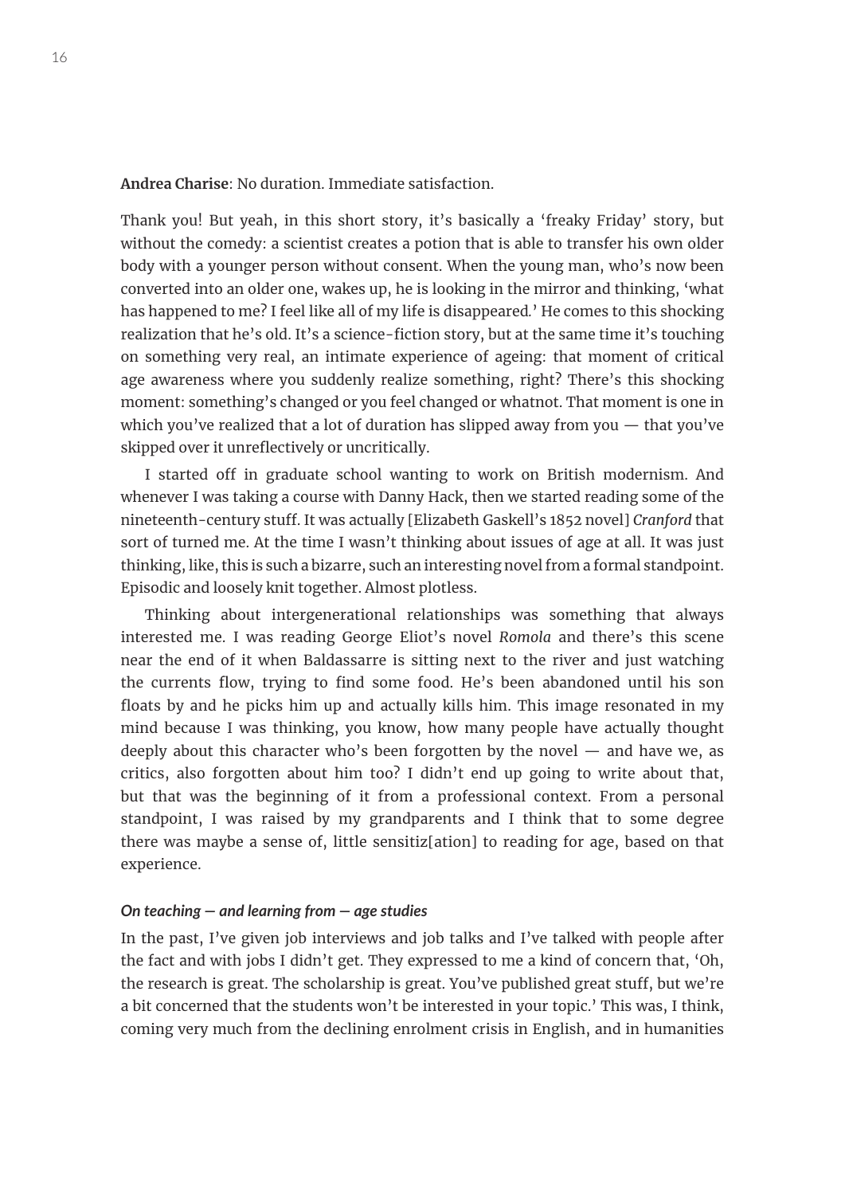**Andrea Charise**: No duration. Immediate satisfaction.

Thank you! But yeah, in this short story, it's basically a 'freaky Friday' story, but without the comedy: a scientist creates a potion that is able to transfer his own older body with a younger person without consent. When the young man, who's now been converted into an older one, wakes up, he is looking in the mirror and thinking, 'what has happened to me? I feel like all of my life is disappeared.' He comes to this shocking realization that he's old. It's a science-fiction story, but at the same time it's touching on something very real, an intimate experience of ageing: that moment of critical age awareness where you suddenly realize something, right? There's this shocking moment: something's changed or you feel changed or whatnot. That moment is one in which you've realized that a lot of duration has slipped away from you — that you've skipped over it unreflectively or uncritically.

I started off in graduate school wanting to work on British modernism. And whenever I was taking a course with Danny Hack, then we started reading some of the nineteenth-century stuff. It was actually [Elizabeth Gaskell's 1852 novel] *Cranford* that sort of turned me. At the time I wasn't thinking about issues of age at all. It was just thinking, like, this is such a bizarre, such an interesting novel from a formal standpoint. Episodic and loosely knit together. Almost plotless.

Thinking about intergenerational relationships was something that always interested me. I was reading George Eliot's novel *Romola* and there's this scene near the end of it when Baldassarre is sitting next to the river and just watching the currents flow, trying to find some food. He's been abandoned until his son floats by and he picks him up and actually kills him. This image resonated in my mind because I was thinking, you know, how many people have actually thought deeply about this character who's been forgotten by the novel — and have we, as critics, also forgotten about him too? I didn't end up going to write about that, but that was the beginning of it from a professional context. From a personal standpoint, I was raised by my grandparents and I think that to some degree there was maybe a sense of, little sensitiz[ation] to reading for age, based on that experience.

#### *On teaching — and learning from — age studies*

In the past, I've given job interviews and job talks and I've talked with people after the fact and with jobs I didn't get. They expressed to me a kind of concern that, 'Oh, the research is great. The scholarship is great. You've published great stuff, but we're a bit concerned that the students won't be interested in your topic.' This was, I think, coming very much from the declining enrolment crisis in English, and in humanities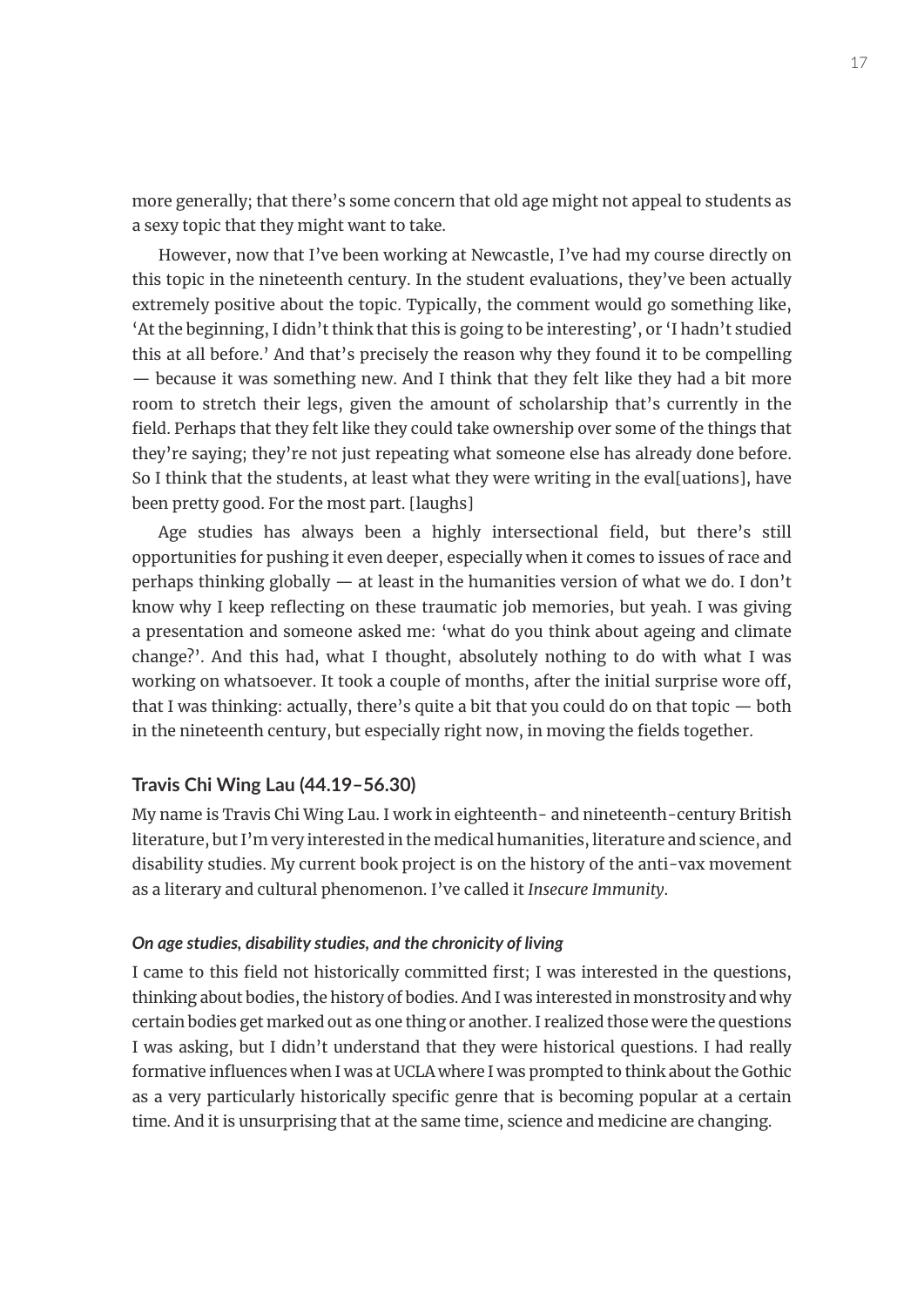more generally; that there's some concern that old age might not appeal to students as a sexy topic that they might want to take.

However, now that I've been working at Newcastle, I've had my course directly on this topic in the nineteenth century. In the student evaluations, they've been actually extremely positive about the topic. Typically, the comment would go something like, 'At the beginning, I didn't think that this is going to be interesting', or 'I hadn't studied this at all before.' And that's precisely the reason why they found it to be compelling — because it was something new. And I think that they felt like they had a bit more room to stretch their legs, given the amount of scholarship that's currently in the field. Perhaps that they felt like they could take ownership over some of the things that they're saying; they're not just repeating what someone else has already done before. So I think that the students, at least what they were writing in the eval[uations], have been pretty good. For the most part. [laughs]

Age studies has always been a highly intersectional field, but there's still opportunities for pushing it even deeper, especially when it comes to issues of race and perhaps thinking globally — at least in the humanities version of what we do. I don't know why I keep reflecting on these traumatic job memories, but yeah. I was giving a presentation and someone asked me: 'what do you think about ageing and climate change?'. And this had, what I thought, absolutely nothing to do with what I was working on whatsoever. It took a couple of months, after the initial surprise wore off, that I was thinking: actually, there's quite a bit that you could do on that topic — both in the nineteenth century, but especially right now, in moving the fields together.

### Travis Chi Wing Lau (44.19–56.30)

My name is Travis Chi Wing Lau. I work in eighteenth- and nineteenth-century British literature, but I'm very interested in the medical humanities, literature and science, and disability studies. My current book project is on the history of the anti-vax movement as a literary and cultural phenomenon. I've called it *Insecure Immunity*.

#### *On age studies, disability studies, and the chronicity of living*

I came to this field not historically committed first; I was interested in the questions, thinking about bodies, the history of bodies. And I was interested in monstrosity and why certain bodies get marked out as one thing or another. I realized those were the questions I was asking, but I didn't understand that they were historical questions. I had really formative influences when I was at UCLA where I was prompted to think about the Gothic as a very particularly historically specific genre that is becoming popular at a certain time. And it is unsurprising that at the same time, science and medicine are changing.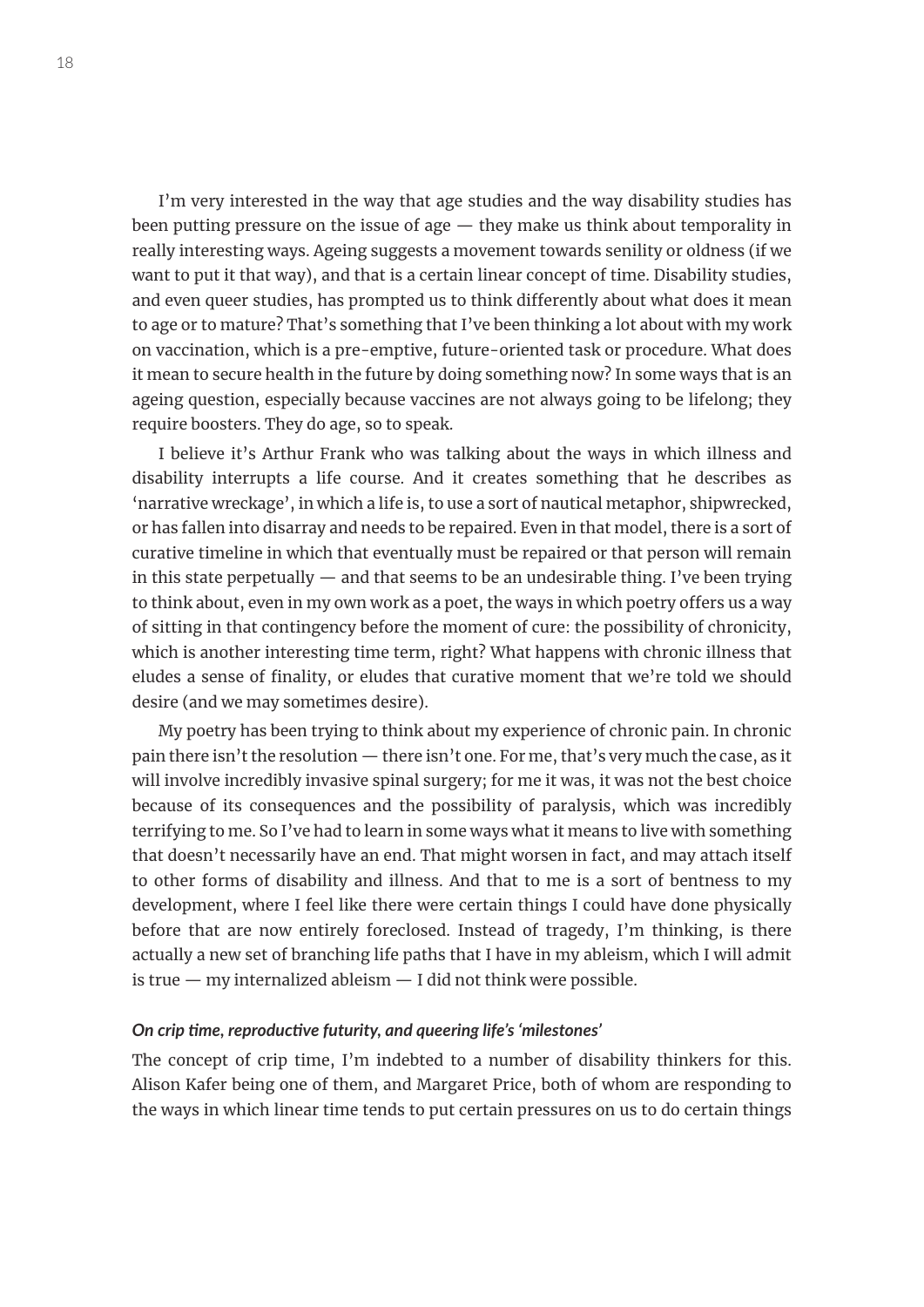I'm very interested in the way that age studies and the way disability studies has been putting pressure on the issue of age — they make us think about temporality in really interesting ways. Ageing suggests a movement towards senility or oldness (if we want to put it that way), and that is a certain linear concept of time. Disability studies, and even queer studies, has prompted us to think differently about what does it mean to age or to mature? That's something that I've been thinking a lot about with my work on vaccination, which is a pre-emptive, future-oriented task or procedure. What does it mean to secure health in the future by doing something now? In some ways that is an ageing question, especially because vaccines are not always going to be lifelong; they require boosters. They do age, so to speak.

I believe it's Arthur Frank who was talking about the ways in which illness and disability interrupts a life course. And it creates something that he describes as 'narrative wreckage', in which a life is, to use a sort of nautical metaphor, shipwrecked, or has fallen into disarray and needs to be repaired. Even in that model, there is a sort of curative timeline in which that eventually must be repaired or that person will remain in this state perpetually — and that seems to be an undesirable thing. I've been trying to think about, even in my own work as a poet, the ways in which poetry offers us a way of sitting in that contingency before the moment of cure: the possibility of chronicity, which is another interesting time term, right? What happens with chronic illness that eludes a sense of finality, or eludes that curative moment that we're told we should desire (and we may sometimes desire).

My poetry has been trying to think about my experience of chronic pain. In chronic pain there isn't the resolution — there isn't one. For me, that's very much the case, as it will involve incredibly invasive spinal surgery; for me it was, it was not the best choice because of its consequences and the possibility of paralysis, which was incredibly terrifying to me. So I've had to learn in some ways what it means to live with something that doesn't necessarily have an end. That might worsen in fact, and may attach itself to other forms of disability and illness. And that to me is a sort of bentness to my development, where I feel like there were certain things I could have done physically before that are now entirely foreclosed. Instead of tragedy, I'm thinking, is there actually a new set of branching life paths that I have in my ableism, which I will admit is true — my internalized ableism — I did not think were possible.

#### *On crip time, reproductive futurity, and queering life's 'milestones'*

The concept of crip time, I'm indebted to a number of disability thinkers for this. Alison Kafer being one of them, and Margaret Price, both of whom are responding to the ways in which linear time tends to put certain pressures on us to do certain things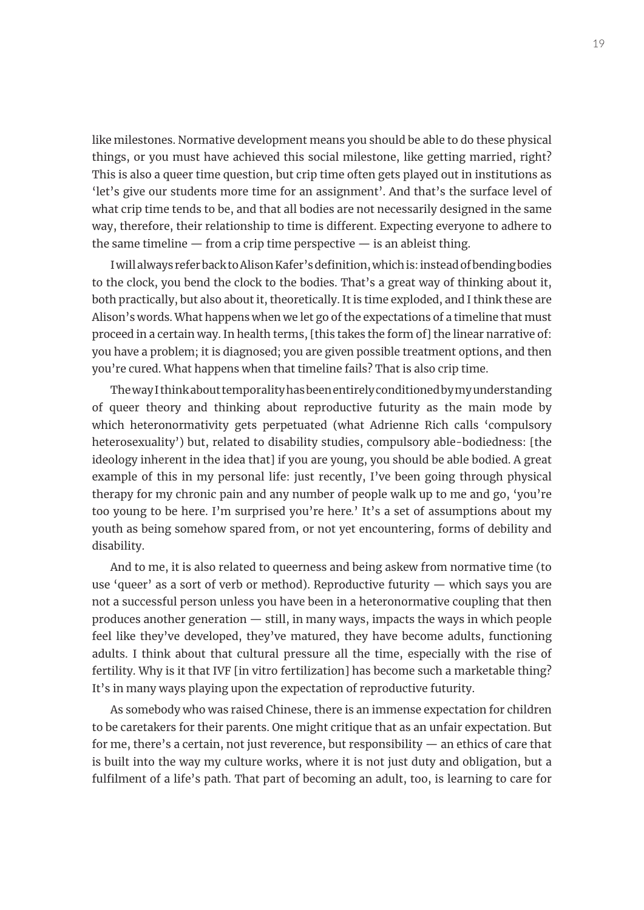like milestones. Normative development means you should be able to do these physical things, or you must have achieved this social milestone, like getting married, right? This is also a queer time question, but crip time often gets played out in institutions as 'let's give our students more time for an assignment'. And that's the surface level of what crip time tends to be, and that all bodies are not necessarily designed in the same way, therefore, their relationship to time is different. Expecting everyone to adhere to the same timeline — from a crip time perspective — is an ableist thing.

I will always refer back to Alison Kafer's definition, which is: instead of bending bodies to the clock, you bend the clock to the bodies. That's a great way of thinking about it, both practically, but also about it, theoretically. It is time exploded, and I think these are Alison's words. What happens when we let go of the expectations of a timeline that must proceed in a certain way. In health terms, [this takes the form of] the linear narrative of: you have a problem; it is diagnosed; you are given possible treatment options, and then you're cured. What happens when that timeline fails? That is also crip time.

The way I think about temporality has been entirely conditioned by my understanding of queer theory and thinking about reproductive futurity as the main mode by which heteronormativity gets perpetuated (what Adrienne Rich calls 'compulsory heterosexuality') but, related to disability studies, compulsory able-bodiedness: [the ideology inherent in the idea that] if you are young, you should be able bodied. A great example of this in my personal life: just recently, I've been going through physical therapy for my chronic pain and any number of people walk up to me and go, 'you're too young to be here. I'm surprised you're here.' It's a set of assumptions about my youth as being somehow spared from, or not yet encountering, forms of debility and disability.

And to me, it is also related to queerness and being askew from normative time (to use 'queer' as a sort of verb or method). Reproductive futurity — which says you are not a successful person unless you have been in a heteronormative coupling that then produces another generation — still, in many ways, impacts the ways in which people feel like they've developed, they've matured, they have become adults, functioning adults. I think about that cultural pressure all the time, especially with the rise of fertility. Why is it that IVF [in vitro fertilization] has become such a marketable thing? It's in many ways playing upon the expectation of reproductive futurity.

As somebody who was raised Chinese, there is an immense expectation for children to be caretakers for their parents. One might critique that as an unfair expectation. But for me, there's a certain, not just reverence, but responsibility — an ethics of care that is built into the way my culture works, where it is not just duty and obligation, but a fulfilment of a life's path. That part of becoming an adult, too, is learning to care for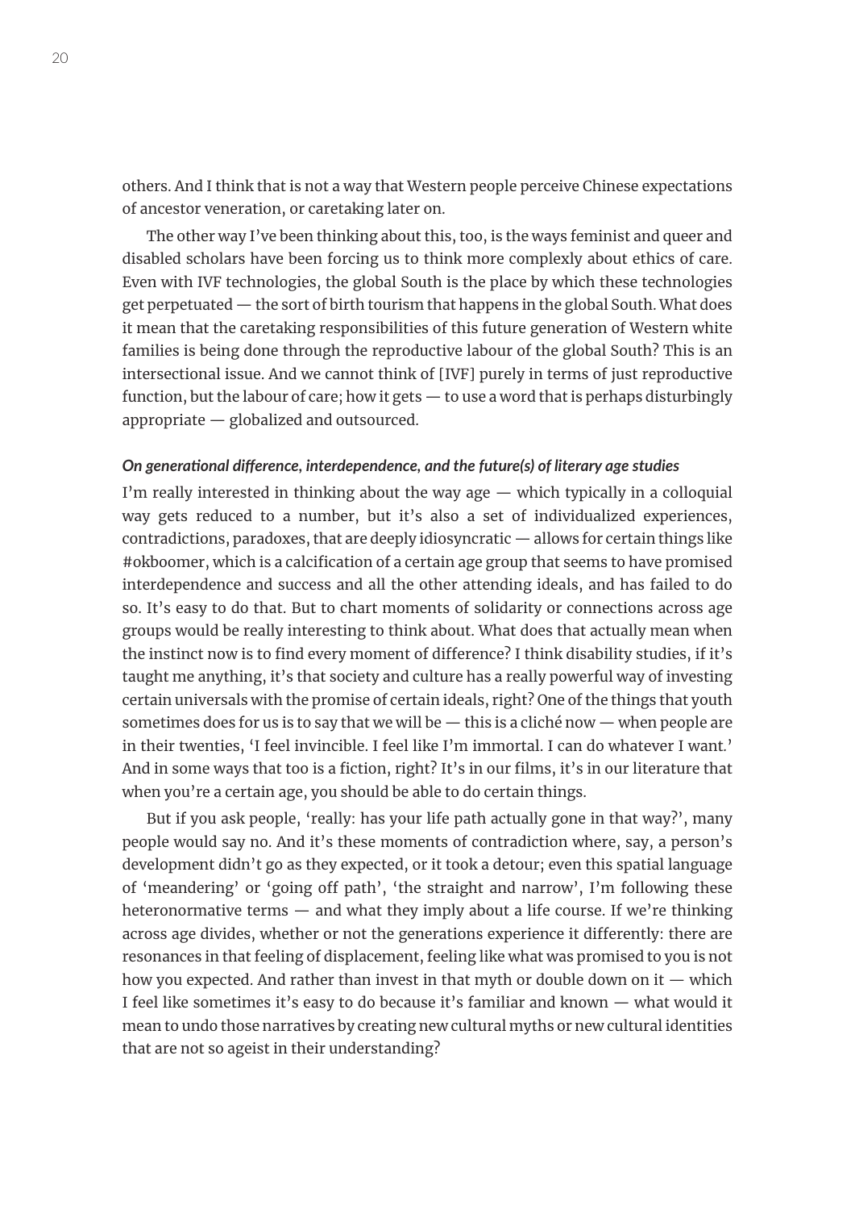others. And I think that is not a way that Western people perceive Chinese expectations of ancestor veneration, or caretaking later on.

The other way I've been thinking about this, too, is the ways feminist and queer and disabled scholars have been forcing us to think more complexly about ethics of care. Even with IVF technologies, the global South is the place by which these technologies get perpetuated — the sort of birth tourism that happens in the global South. What does it mean that the caretaking responsibilities of this future generation of Western white families is being done through the reproductive labour of the global South? This is an intersectional issue. And we cannot think of [IVF] purely in terms of just reproductive function, but the labour of care; how it gets — to use a word that is perhaps disturbingly appropriate — globalized and outsourced.

***On generational difference, interdependence, and the future(s) of literary age studies***

I'm really interested in thinking about the way age — which typically in a colloquial way gets reduced to a number, but it's also a set of individualized experiences, contradictions, paradoxes, that are deeply idiosyncratic — allows for certain things like #okboomer, which is a calcification of a certain age group that seems to have promised interdependence and success and all the other attending ideals, and has failed to do so. It's easy to do that. But to chart moments of solidarity or connections across age groups would be really interesting to think about. What does that actually mean when the instinct now is to find every moment of difference? I think disability studies, if it's taught me anything, it's that society and culture has a really powerful way of investing certain universals with the promise of certain ideals, right? One of the things that youth sometimes does for us is to say that we will be — this is a cliché now — when people are in their twenties, 'I feel invincible. I feel like I'm immortal. I can do whatever I want.' And in some ways that too is a fiction, right? It's in our films, it's in our literature that when you're a certain age, you should be able to do certain things.

But if you ask people, 'really: has your life path actually gone in that way?', many people would say no. And it's these moments of contradiction where, say, a person's development didn't go as they expected, or it took a detour; even this spatial language of 'meandering' or 'going off path', 'the straight and narrow', I'm following these heteronormative terms — and what they imply about a life course. If we're thinking across age divides, whether or not the generations experience it differently: there are resonances in that feeling of displacement, feeling like what was promised to you is not how you expected. And rather than invest in that myth or double down on it — which I feel like sometimes it's easy to do because it's familiar and known — what would it mean to undo those narratives by creating new cultural myths or new cultural identities that are not so ageist in their understanding?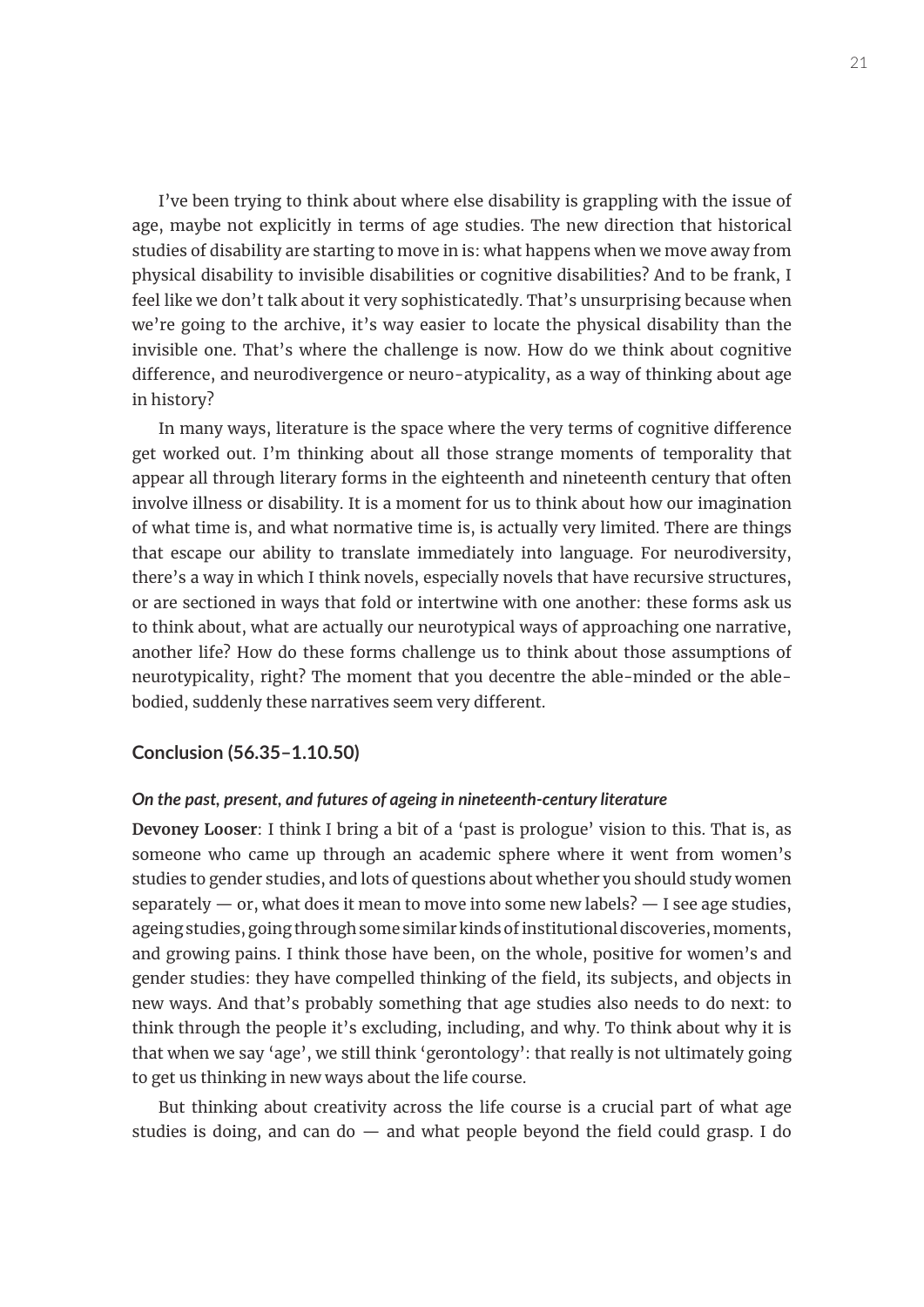I've been trying to think about where else disability is grappling with the issue of age, maybe not explicitly in terms of age studies. The new direction that historical studies of disability are starting to move in is: what happens when we move away from physical disability to invisible disabilities or cognitive disabilities? And to be frank, I feel like we don't talk about it very sophisticatedly. That's unsurprising because when we're going to the archive, it's way easier to locate the physical disability than the invisible one. That's where the challenge is now. How do we think about cognitive difference, and neurodivergence or neuro-atypicality, as a way of thinking about age in history?

In many ways, literature is the space where the very terms of cognitive difference get worked out. I'm thinking about all those strange moments of temporality that appear all through literary forms in the eighteenth and nineteenth century that often involve illness or disability. It is a moment for us to think about how our imagination of what time is, and what normative time is, is actually very limited. There are things that escape our ability to translate immediately into language. For neurodiversity, there's a way in which I think novels, especially novels that have recursive structures, or are sectioned in ways that fold or intertwine with one another: these forms ask us to think about, what are actually our neurotypical ways of approaching one narrative, another life? How do these forms challenge us to think about those assumptions of neurotypicality, right? The moment that you decentre the able-minded or the able-bodied, suddenly these narratives seem very different.

## Conclusion (56.35–1.10.50)

### *On the past, present, and futures of ageing in nineteenth-century literature*

**Devoney Looser**: I think I bring a bit of a 'past is prologue' vision to this. That is, as someone who came up through an academic sphere where it went from women's studies to gender studies, and lots of questions about whether you should study women separately — or, what does it mean to move into some new labels? — I see age studies, ageing studies, going through some similar kinds of institutional discoveries, moments, and growing pains. I think those have been, on the whole, positive for women's and gender studies: they have compelled thinking of the field, its subjects, and objects in new ways. And that's probably something that age studies also needs to do next: to think through the people it's excluding, including, and why. To think about why it is that when we say 'age', we still think 'gerontology': that really is not ultimately going to get us thinking in new ways about the life course.

But thinking about creativity across the life course is a crucial part of what age studies is doing, and can do — and what people beyond the field could grasp. I do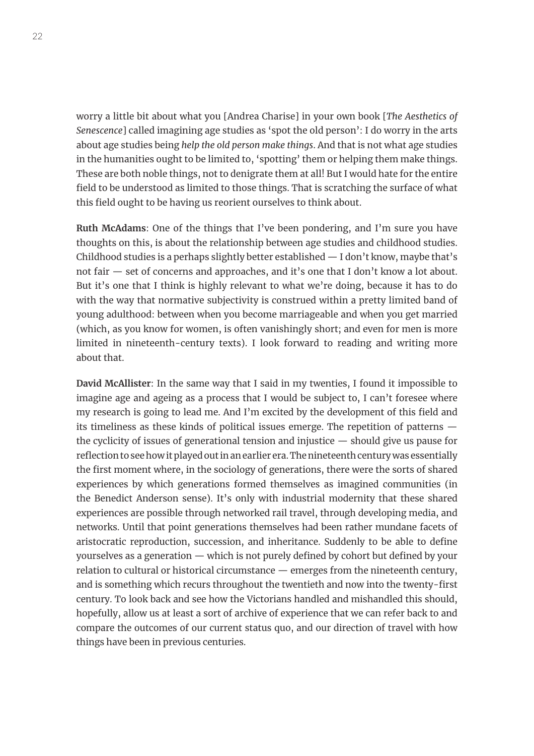worry a little bit about what you [Andrea Charise] in your own book [*The Aesthetics of Senescence*] called imagining age studies as 'spot the old person': I do worry in the arts about age studies being *help the old person make things*. And that is not what age studies in the humanities ought to be limited to, 'spotting' them or helping them make things. These are both noble things, not to denigrate them at all! But I would hate for the entire field to be understood as limited to those things. That is scratching the surface of what this field ought to be having us reorient ourselves to think about.

**Ruth McAdams**: One of the things that I've been pondering, and I'm sure you have thoughts on this, is about the relationship between age studies and childhood studies. Childhood studies is a perhaps slightly better established — I don't know, maybe that's not fair — set of concerns and approaches, and it's one that I don't know a lot about. But it's one that I think is highly relevant to what we're doing, because it has to do with the way that normative subjectivity is construed within a pretty limited band of young adulthood: between when you become marriageable and when you get married (which, as you know for women, is often vanishingly short; and even for men is more limited in nineteenth-century texts). I look forward to reading and writing more about that.

**David McAllister**: In the same way that I said in my twenties, I found it impossible to imagine age and ageing as a process that I would be subject to, I can't foresee where my research is going to lead me. And I'm excited by the development of this field and its timeliness as these kinds of political issues emerge. The repetition of patterns — the cyclicity of issues of generational tension and injustice — should give us pause for reflection to see how it played out in an earlier era. The nineteenth century was essentially the first moment where, in the sociology of generations, there were the sorts of shared experiences by which generations formed themselves as imagined communities (in the Benedict Anderson sense). It's only with industrial modernity that these shared experiences are possible through networked rail travel, through developing media, and networks. Until that point generations themselves had been rather mundane facets of aristocratic reproduction, succession, and inheritance. Suddenly to be able to define yourselves as a generation — which is not purely defined by cohort but defined by your relation to cultural or historical circumstance — emerges from the nineteenth century, and is something which recurs throughout the twentieth and now into the twenty-first century. To look back and see how the Victorians handled and mishandled this should, hopefully, allow us at least a sort of archive of experience that we can refer back to and compare the outcomes of our current status quo, and our direction of travel with how things have been in previous centuries.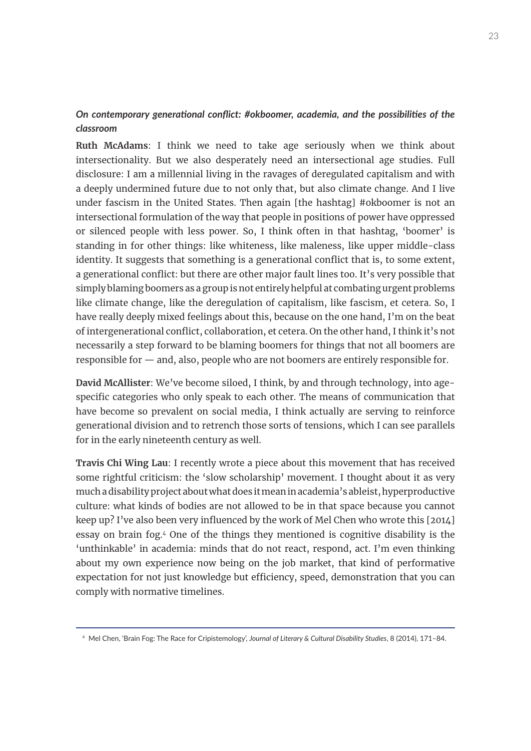***On contemporary generational conflict: #okboomer, academia, and the possibilities of the classroom***

**Ruth McAdams**: I think we need to take age seriously when we think about intersectionality. But we also desperately need an intersectional age studies. Full disclosure: I am a millennial living in the ravages of deregulated capitalism and with a deeply undermined future due to not only that, but also climate change. And I live under fascism in the United States. Then again [the hashtag] #okboomer is not an intersectional formulation of the way that people in positions of power have oppressed or silenced people with less power. So, I think often in that hashtag, 'boomer' is standing in for other things: like whiteness, like maleness, like upper middle-class identity. It suggests that something is a generational conflict that is, to some extent, a generational conflict: but there are other major fault lines too. It's very possible that simply blaming boomers as a group is not entirely helpful at combating urgent problems like climate change, like the deregulation of capitalism, like fascism, et cetera. So, I have really deeply mixed feelings about this, because on the one hand, I'm on the beat of intergenerational conflict, collaboration, et cetera. On the other hand, I think it's not necessarily a step forward to be blaming boomers for things that not all boomers are responsible for — and, also, people who are not boomers are entirely responsible for.

**David McAllister**: We've become siloed, I think, by and through technology, into age-specific categories who only speak to each other. The means of communication that have become so prevalent on social media, I think actually are serving to reinforce generational division and to retrench those sorts of tensions, which I can see parallels for in the early nineteenth century as well.

**Travis Chi Wing Lau**: I recently wrote a piece about this movement that has received some rightful criticism: the 'slow scholarship' movement. I thought about it as very much a disability project about what does it mean in academia's ableist, hyperproductive culture: what kinds of bodies are not allowed to be in that space because you cannot keep up? I've also been very influenced by the work of Mel Chen who wrote this [2014] essay on brain fog.[4] One of the things they mentioned is cognitive disability is the 'unthinkable' in academia: minds that do not react, respond, act. I'm even thinking about my own experience now being on the job market, that kind of performative expectation for not just knowledge but efficiency, speed, demonstration that you can comply with normative timelines.

[4] Mel Chen, 'Brain Fog: The Race for Cripistemology', *Journal of Literary & Cultural Disability Studies*, 8 (2014), 171–84.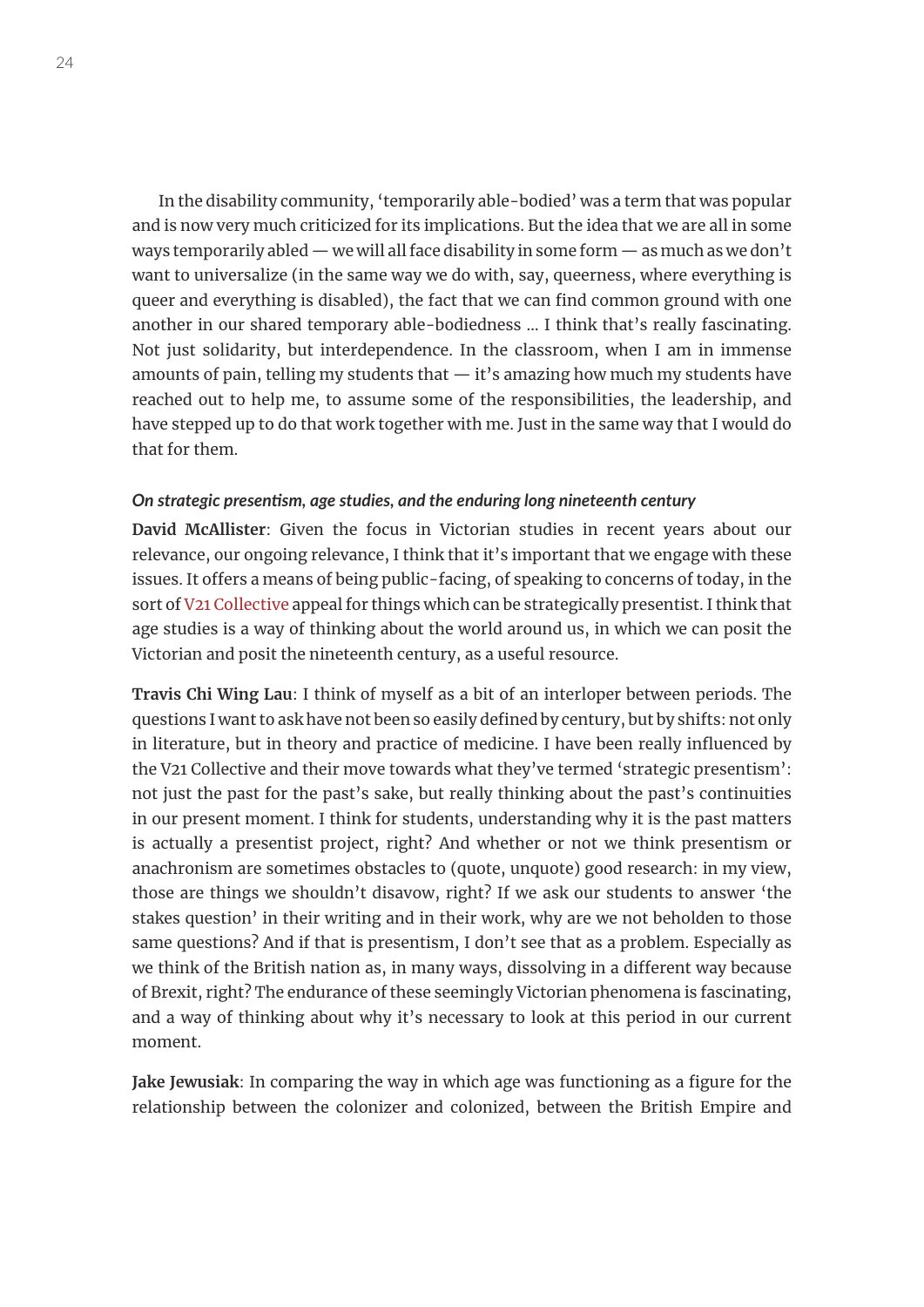In the disability community, 'temporarily able-bodied' was a term that was popular and is now very much criticized for its implications. But the idea that we are all in some ways temporarily abled — we will all face disability in some form — as much as we don't want to universalize (in the same way we do with, say, queerness, where everything is queer and everything is disabled), the fact that we can find common ground with one another in our shared temporary able-bodiedness … I think that's really fascinating. Not just solidarity, but interdependence. In the classroom, when I am in immense amounts of pain, telling my students that — it's amazing how much my students have reached out to help me, to assume some of the responsibilities, the leadership, and have stepped up to do that work together with me. Just in the same way that I would do that for them.

***On strategic presentism, age studies, and the enduring long nineteenth century***

**David McAllister**: Given the focus in Victorian studies in recent years about our relevance, our ongoing relevance, I think that it's important that we engage with these issues. It offers a means of being public-facing, of speaking to concerns of today, in the sort of V21 Collective appeal for things which can be strategically presentist. I think that age studies is a way of thinking about the world around us, in which we can posit the Victorian and posit the nineteenth century, as a useful resource.

**Travis Chi Wing Lau**: I think of myself as a bit of an interloper between periods. The questions I want to ask have not been so easily defined by century, but by shifts: not only in literature, but in theory and practice of medicine. I have been really influenced by the V21 Collective and their move towards what they've termed 'strategic presentism': not just the past for the past's sake, but really thinking about the past's continuities in our present moment. I think for students, understanding why it is the past matters is actually a presentist project, right? And whether or not we think presentism or anachronism are sometimes obstacles to (quote, unquote) good research: in my view, those are things we shouldn't disavow, right? If we ask our students to answer 'the stakes question' in their writing and in their work, why are we not beholden to those same questions? And if that is presentism, I don't see that as a problem. Especially as we think of the British nation as, in many ways, dissolving in a different way because of Brexit, right? The endurance of these seemingly Victorian phenomena is fascinating, and a way of thinking about why it's necessary to look at this period in our current moment.

**Jake Jewusiak**: In comparing the way in which age was functioning as a figure for the relationship between the colonizer and colonized, between the British Empire and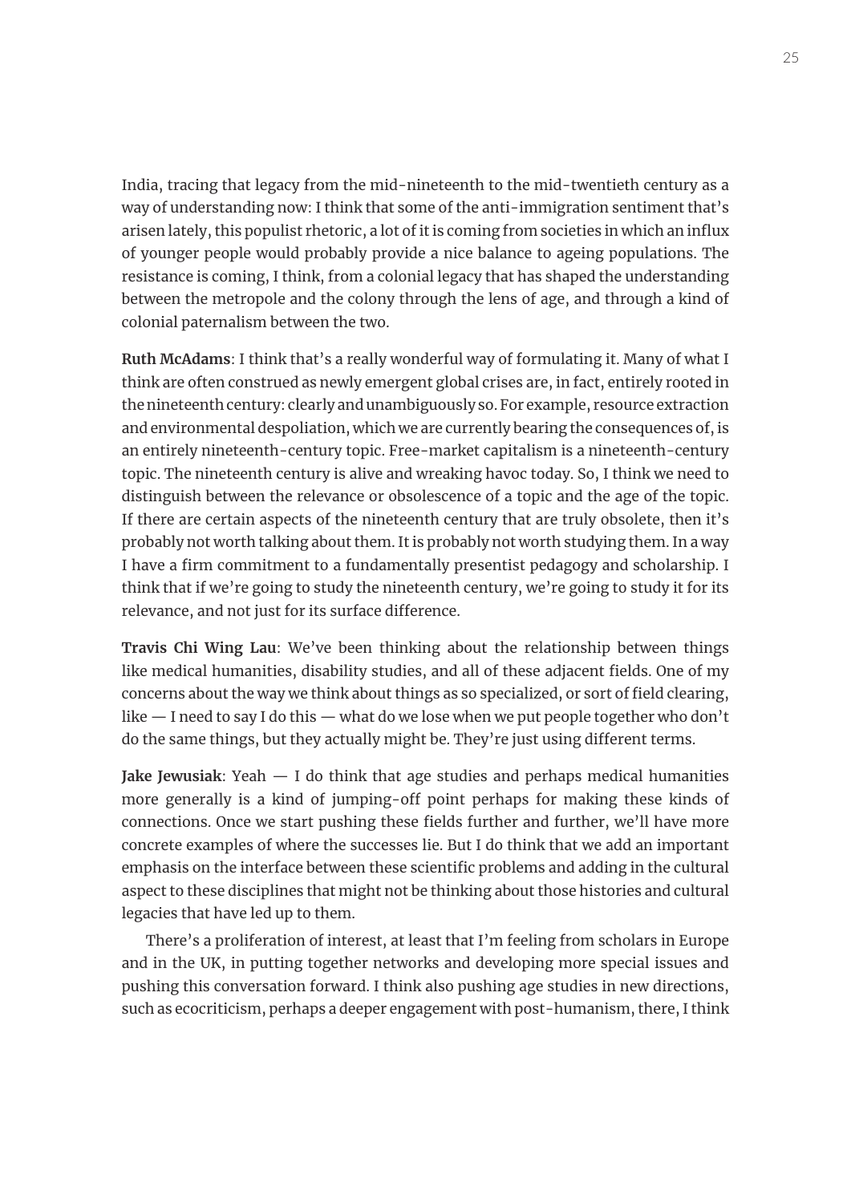India, tracing that legacy from the mid-nineteenth to the mid-twentieth century as a way of understanding now: I think that some of the anti-immigration sentiment that's arisen lately, this populist rhetoric, a lot of it is coming from societies in which an influx of younger people would probably provide a nice balance to ageing populations. The resistance is coming, I think, from a colonial legacy that has shaped the understanding between the metropole and the colony through the lens of age, and through a kind of colonial paternalism between the two.

**Ruth McAdams**: I think that's a really wonderful way of formulating it. Many of what I think are often construed as newly emergent global crises are, in fact, entirely rooted in the nineteenth century: clearly and unambiguously so. For example, resource extraction and environmental despoliation, which we are currently bearing the consequences of, is an entirely nineteenth-century topic. Free-market capitalism is a nineteenth-century topic. The nineteenth century is alive and wreaking havoc today. So, I think we need to distinguish between the relevance or obsolescence of a topic and the age of the topic. If there are certain aspects of the nineteenth century that are truly obsolete, then it's probably not worth talking about them. It is probably not worth studying them. In a way I have a firm commitment to a fundamentally presentist pedagogy and scholarship. I think that if we're going to study the nineteenth century, we're going to study it for its relevance, and not just for its surface difference.

**Travis Chi Wing Lau**: We've been thinking about the relationship between things like medical humanities, disability studies, and all of these adjacent fields. One of my concerns about the way we think about things as so specialized, or sort of field clearing, like — I need to say I do this — what do we lose when we put people together who don't do the same things, but they actually might be. They're just using different terms.

**Jake Jewusiak**: Yeah — I do think that age studies and perhaps medical humanities more generally is a kind of jumping-off point perhaps for making these kinds of connections. Once we start pushing these fields further and further, we'll have more concrete examples of where the successes lie. But I do think that we add an important emphasis on the interface between these scientific problems and adding in the cultural aspect to these disciplines that might not be thinking about those histories and cultural legacies that have led up to them.

There's a proliferation of interest, at least that I'm feeling from scholars in Europe and in the UK, in putting together networks and developing more special issues and pushing this conversation forward. I think also pushing age studies in new directions, such as ecocriticism, perhaps a deeper engagement with post-humanism, there, I think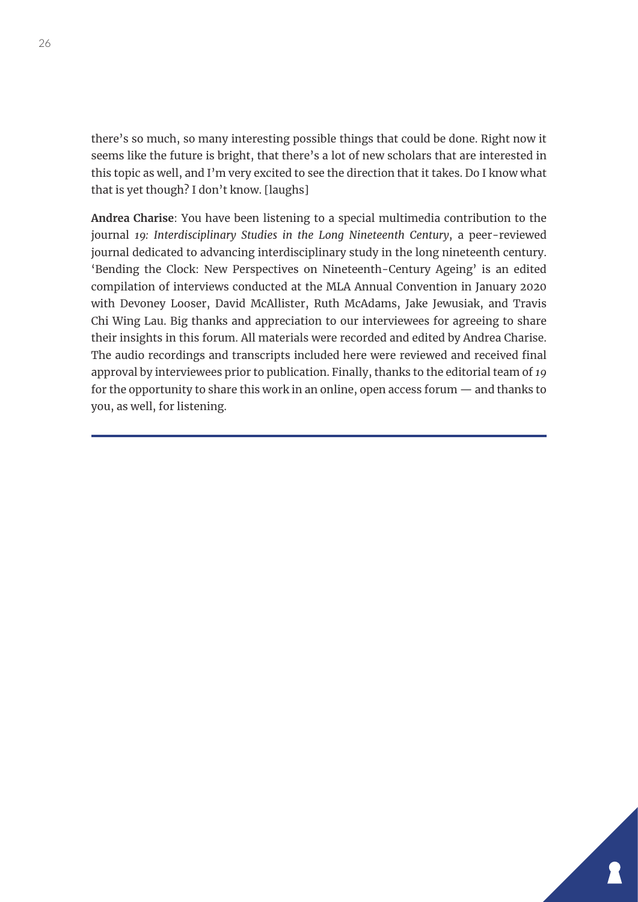there's so much, so many interesting possible things that could be done. Right now it seems like the future is bright, that there's a lot of new scholars that are interested in this topic as well, and I'm very excited to see the direction that it takes. Do I know what that is yet though? I don't know. [laughs]

**Andrea Charise**: You have been listening to a special multimedia contribution to the journal *19: Interdisciplinary Studies in the Long Nineteenth Century*, a peer-reviewed journal dedicated to advancing interdisciplinary study in the long nineteenth century. 'Bending the Clock: New Perspectives on Nineteenth-Century Ageing' is an edited compilation of interviews conducted at the MLA Annual Convention in January 2020 with Devoney Looser, David McAllister, Ruth McAdams, Jake Jewusiak, and Travis Chi Wing Lau. Big thanks and appreciation to our interviewees for agreeing to share their insights in this forum. All materials were recorded and edited by Andrea Charise. The audio recordings and transcripts included here were reviewed and received final approval by interviewees prior to publication. Finally, thanks to the editorial team of *19* for the opportunity to share this work in an online, open access forum — and thanks to you, as well, for listening.